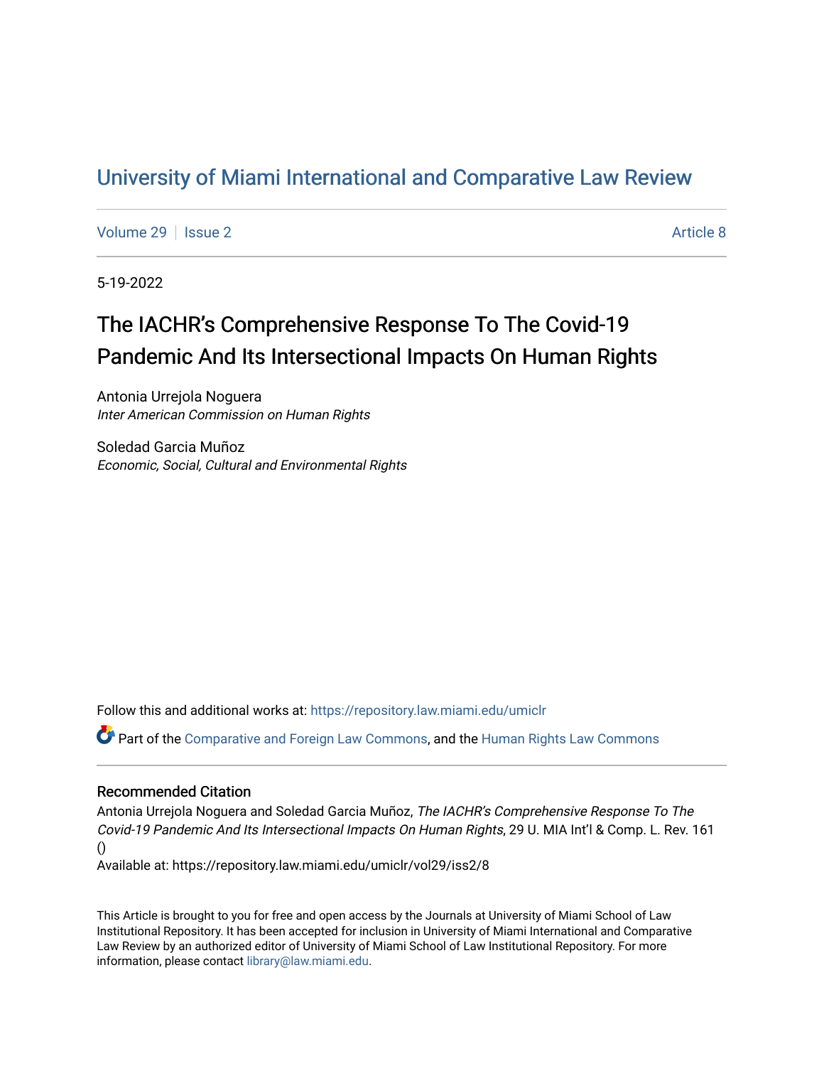# University of Miami International and Comparative Law Review

Volume 29 | Issue 2 | Article 8

5-19-2022

## The IACHR's Comprehensive Response To The Covid-19 Pandemic And Its Intersectional Impacts On Human Rights

Antonia Urrejola Noguera
*Inter American Commission on Human Rights*

Soledad Garcia Muñoz
*Economic, Social, Cultural and Environmental Rights*

Follow this and additional works at: https://repository.law.miami.edu/umiclr

Part of the Comparative and Foreign Law Commons, and the Human Rights Law Commons

### Recommended Citation

Antonia Urrejola Noguera and Soledad Garcia Muñoz, *The IACHR's Comprehensive Response To The Covid-19 Pandemic And Its Intersectional Impacts On Human Rights*, 29 U. MIA Int'l & Comp. L. Rev. 161 ()

Available at: https://repository.law.miami.edu/umiclr/vol29/iss2/8

This Article is brought to you for free and open access by the Journals at University of Miami School of Law Institutional Repository. It has been accepted for inclusion in University of Miami International and Comparative Law Review by an authorized editor of University of Miami School of Law Institutional Repository. For more information, please contact library@law.miami.edu.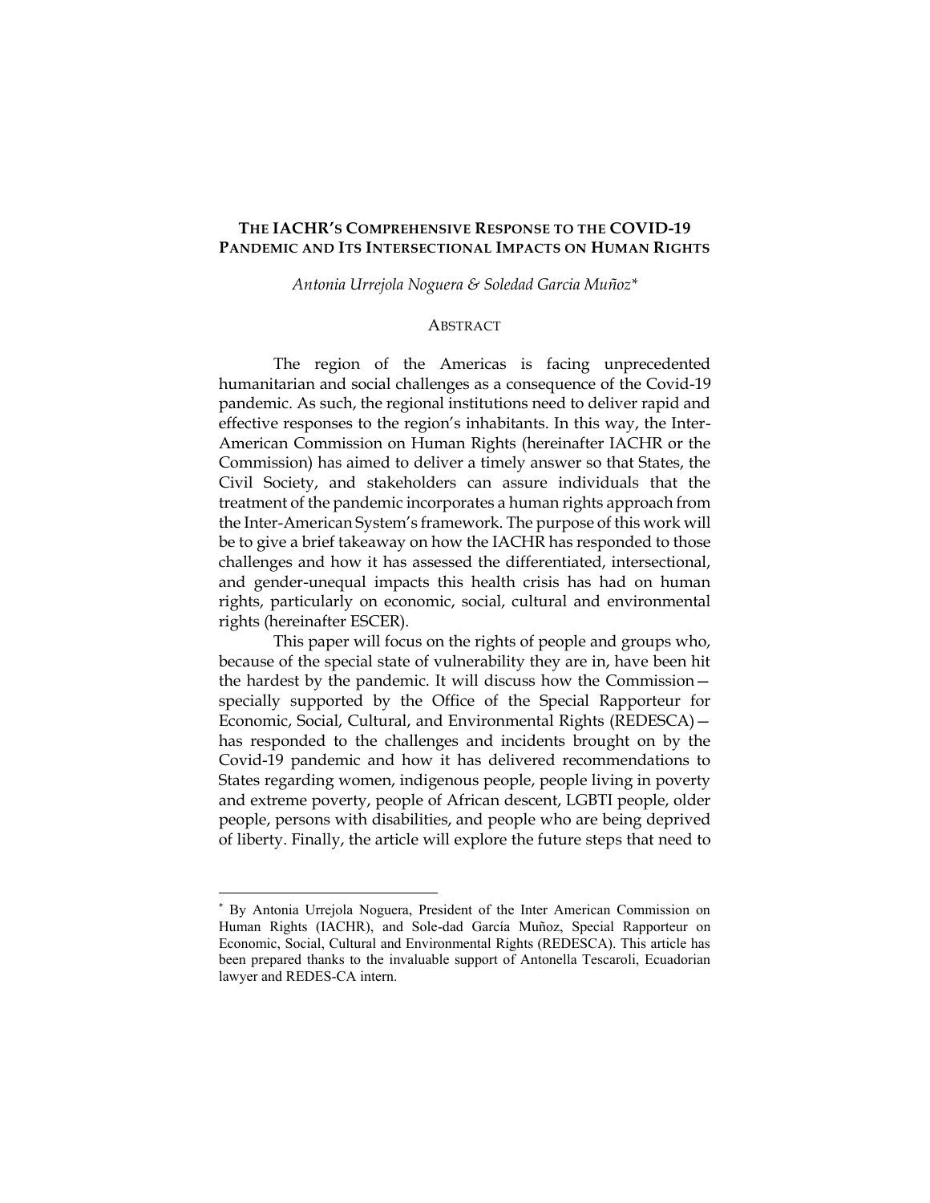## THE IACHR'S COMPREHENSIVE RESPONSE TO THE COVID-19 PANDEMIC AND ITS INTERSECTIONAL IMPACTS ON HUMAN RIGHTS

*Antonia Urrejola Noguera & Soledad Garcia Muñoz*[*]

ABSTRACT

The region of the Americas is facing unprecedented humanitarian and social challenges as a consequence of the Covid-19 pandemic. As such, the regional institutions need to deliver rapid and effective responses to the region's inhabitants. In this way, the Inter-American Commission on Human Rights (hereinafter IACHR or the Commission) has aimed to deliver a timely answer so that States, the Civil Society, and stakeholders can assure individuals that the treatment of the pandemic incorporates a human rights approach from the Inter-American System's framework. The purpose of this work will be to give a brief takeaway on how the IACHR has responded to those challenges and how it has assessed the differentiated, intersectional, and gender-unequal impacts this health crisis has had on human rights, particularly on economic, social, cultural and environmental rights (hereinafter ESCER).

This paper will focus on the rights of people and groups who, because of the special state of vulnerability they are in, have been hit the hardest by the pandemic. It will discuss how the Commission—specially supported by the Office of the Special Rapporteur for Economic, Social, Cultural, and Environmental Rights (REDESCA)—has responded to the challenges and incidents brought on by the Covid-19 pandemic and how it has delivered recommendations to States regarding women, indigenous people, people living in poverty and extreme poverty, people of African descent, LGBTI people, older people, persons with disabilities, and people who are being deprived of liberty. Finally, the article will explore the future steps that need to

---

[*] By Antonia Urrejola Noguera, President of the Inter American Commission on Human Rights (IACHR), and Sole-dad García Muñoz, Special Rapporteur on Economic, Social, Cultural and Environmental Rights (REDESCA). This article has been prepared thanks to the invaluable support of Antonella Tescaroli, Ecuadorian lawyer and REDES-CA intern.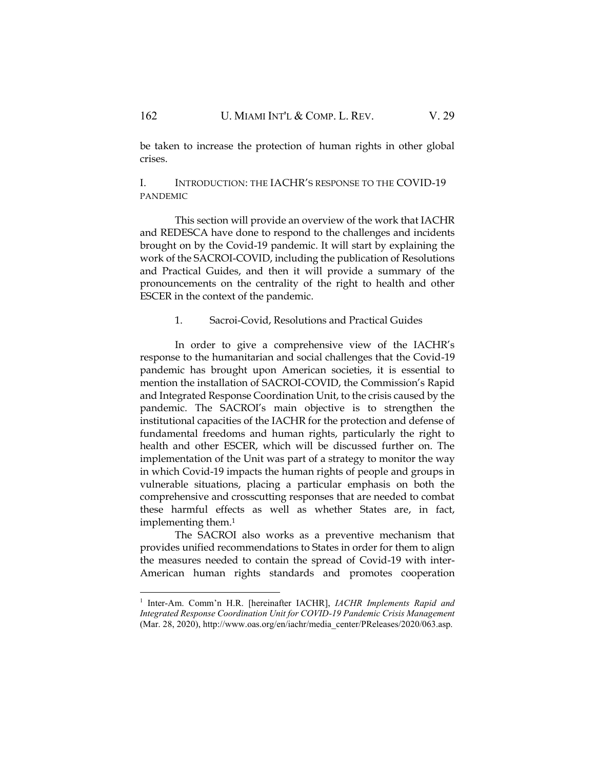be taken to increase the protection of human rights in other global crises.

## I. INTRODUCTION: THE IACHR'S RESPONSE TO THE COVID-19 PANDEMIC

This section will provide an overview of the work that IACHR and REDESCA have done to respond to the challenges and incidents brought on by the Covid-19 pandemic. It will start by explaining the work of the SACROI-COVID, including the publication of Resolutions and Practical Guides, and then it will provide a summary of the pronouncements on the centrality of the right to health and other ESCER in the context of the pandemic.

### 1. Sacroi-Covid, Resolutions and Practical Guides

In order to give a comprehensive view of the IACHR's response to the humanitarian and social challenges that the Covid-19 pandemic has brought upon American societies, it is essential to mention the installation of SACROI-COVID, the Commission's Rapid and Integrated Response Coordination Unit, to the crisis caused by the pandemic. The SACROI's main objective is to strengthen the institutional capacities of the IACHR for the protection and defense of fundamental freedoms and human rights, particularly the right to health and other ESCER, which will be discussed further on. The implementation of the Unit was part of a strategy to monitor the way in which Covid-19 impacts the human rights of people and groups in vulnerable situations, placing a particular emphasis on both the comprehensive and crosscutting responses that are needed to combat these harmful effects as well as whether States are, in fact, implementing them.[1]

The SACROI also works as a preventive mechanism that provides unified recommendations to States in order for them to align the measures needed to contain the spread of Covid-19 with inter-American human rights standards and promotes cooperation

---

[1] Inter-Am. Comm'n H.R. [hereinafter IACHR], *IACHR Implements Rapid and Integrated Response Coordination Unit for COVID-19 Pandemic Crisis Management* (Mar. 28, 2020), http://www.oas.org/en/iachr/media_center/PReleases/2020/063.asp.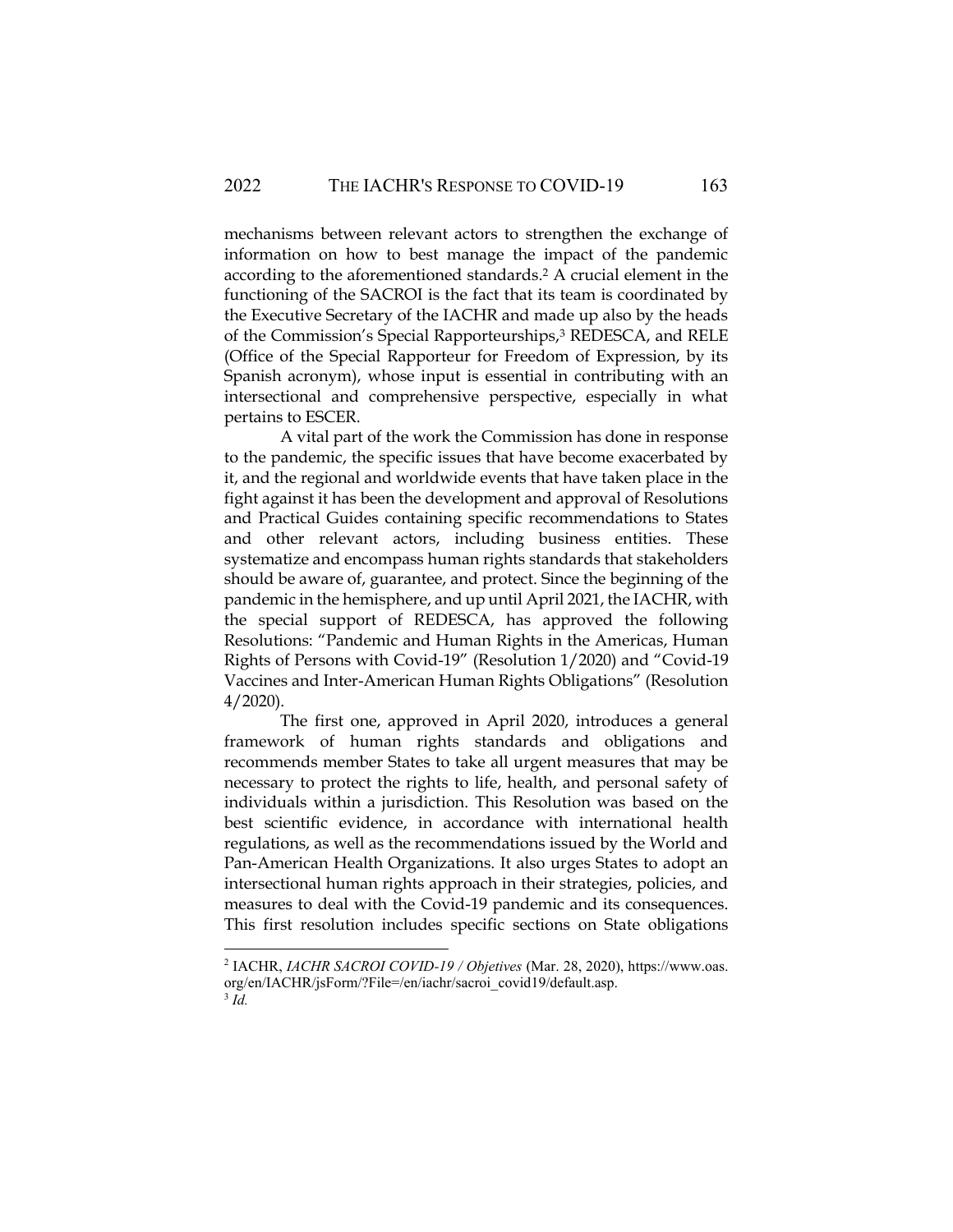mechanisms between relevant actors to strengthen the exchange of information on how to best manage the impact of the pandemic according to the aforementioned standards.[2] A crucial element in the functioning of the SACROI is the fact that its team is coordinated by the Executive Secretary of the IACHR and made up also by the heads of the Commission's Special Rapporteurships,[3] REDESCA, and RELE (Office of the Special Rapporteur for Freedom of Expression, by its Spanish acronym), whose input is essential in contributing with an intersectional and comprehensive perspective, especially in what pertains to ESCER.

A vital part of the work the Commission has done in response to the pandemic, the specific issues that have become exacerbated by it, and the regional and worldwide events that have taken place in the fight against it has been the development and approval of Resolutions and Practical Guides containing specific recommendations to States and other relevant actors, including business entities. These systematize and encompass human rights standards that stakeholders should be aware of, guarantee, and protect. Since the beginning of the pandemic in the hemisphere, and up until April 2021, the IACHR, with the special support of REDESCA, has approved the following Resolutions: "Pandemic and Human Rights in the Americas, Human Rights of Persons with Covid-19" (Resolution 1/2020) and "Covid-19 Vaccines and Inter-American Human Rights Obligations" (Resolution 4/2020).

The first one, approved in April 2020, introduces a general framework of human rights standards and obligations and recommends member States to take all urgent measures that may be necessary to protect the rights to life, health, and personal safety of individuals within a jurisdiction. This Resolution was based on the best scientific evidence, in accordance with international health regulations, as well as the recommendations issued by the World and Pan-American Health Organizations. It also urges States to adopt an intersectional human rights approach in their strategies, policies, and measures to deal with the Covid-19 pandemic and its consequences. This first resolution includes specific sections on State obligations

---

[2] IACHR, *IACHR SACROI COVID-19 / Objetives* (Mar. 28, 2020), https://www.oas.org/en/IACHR/jsForm/?File=/en/iachr/sacroi_covid19/default.asp.

[3] *Id.*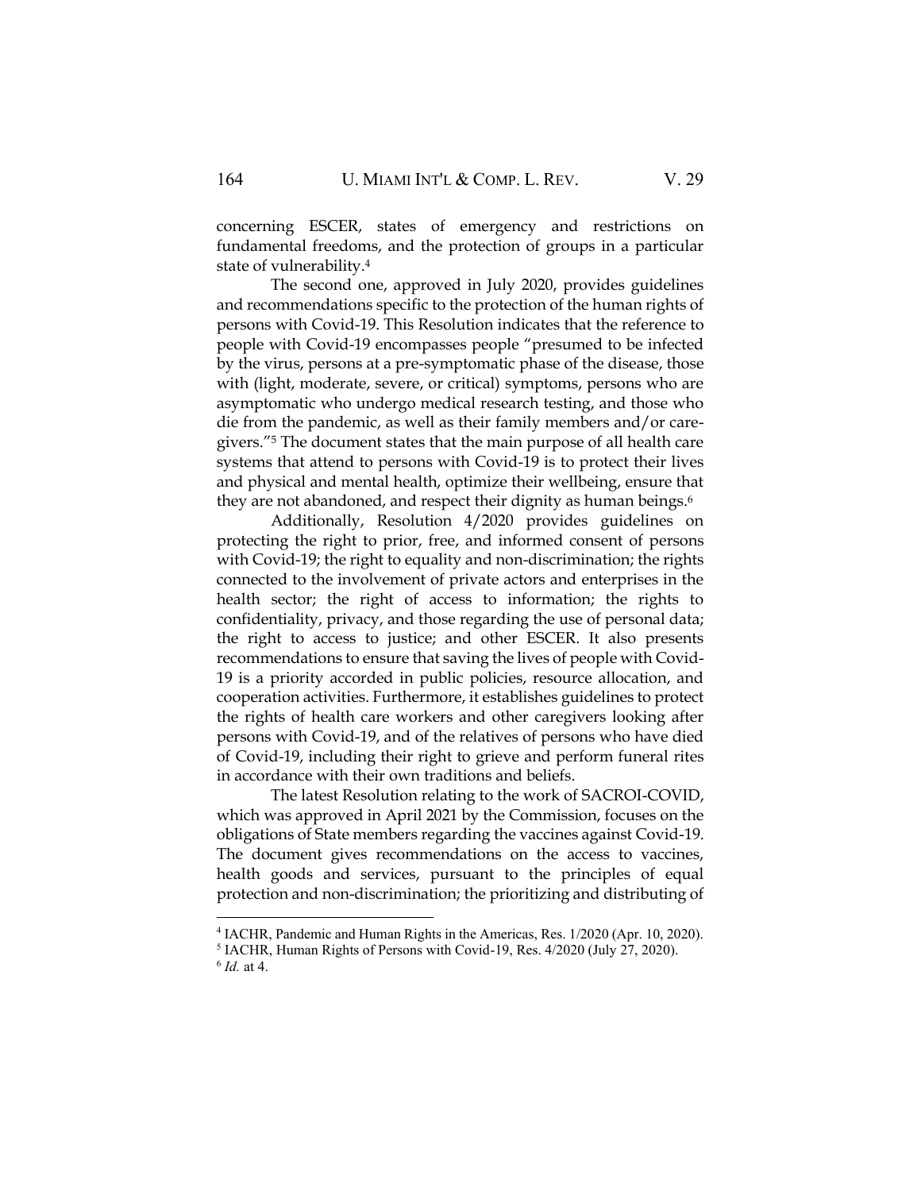concerning ESCER, states of emergency and restrictions on fundamental freedoms, and the protection of groups in a particular state of vulnerability.[4]

The second one, approved in July 2020, provides guidelines and recommendations specific to the protection of the human rights of persons with Covid-19. This Resolution indicates that the reference to people with Covid-19 encompasses people "presumed to be infected by the virus, persons at a pre-symptomatic phase of the disease, those with (light, moderate, severe, or critical) symptoms, persons who are asymptomatic who undergo medical research testing, and those who die from the pandemic, as well as their family members and/or care-givers."[5] The document states that the main purpose of all health care systems that attend to persons with Covid-19 is to protect their lives and physical and mental health, optimize their wellbeing, ensure that they are not abandoned, and respect their dignity as human beings.[6]

Additionally, Resolution 4/2020 provides guidelines on protecting the right to prior, free, and informed consent of persons with Covid-19; the right to equality and non-discrimination; the rights connected to the involvement of private actors and enterprises in the health sector; the right of access to information; the rights to confidentiality, privacy, and those regarding the use of personal data; the right to access to justice; and other ESCER. It also presents recommendations to ensure that saving the lives of people with Covid-19 is a priority accorded in public policies, resource allocation, and cooperation activities. Furthermore, it establishes guidelines to protect the rights of health care workers and other caregivers looking after persons with Covid-19, and of the relatives of persons who have died of Covid-19, including their right to grieve and perform funeral rites in accordance with their own traditions and beliefs.

The latest Resolution relating to the work of SACROI-COVID, which was approved in April 2021 by the Commission, focuses on the obligations of State members regarding the vaccines against Covid-19. The document gives recommendations on the access to vaccines, health goods and services, pursuant to the principles of equal protection and non-discrimination; the prioritizing and distributing of

---

[4] IACHR, Pandemic and Human Rights in the Americas, Res. 1/2020 (Apr. 10, 2020).

[5] IACHR, Human Rights of Persons with Covid-19, Res. 4/2020 (July 27, 2020).

[6] *Id.* at 4.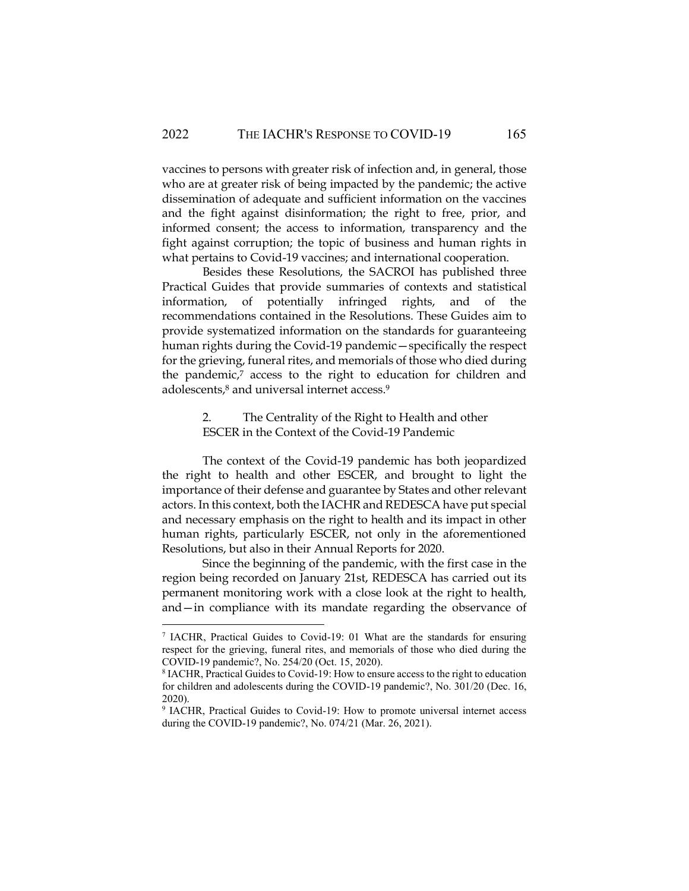vaccines to persons with greater risk of infection and, in general, those who are at greater risk of being impacted by the pandemic; the active dissemination of adequate and sufficient information on the vaccines and the fight against disinformation; the right to free, prior, and informed consent; the access to information, transparency and the fight against corruption; the topic of business and human rights in what pertains to Covid-19 vaccines; and international cooperation.

Besides these Resolutions, the SACROI has published three Practical Guides that provide summaries of contexts and statistical information, of potentially infringed rights, and of the recommendations contained in the Resolutions. These Guides aim to provide systematized information on the standards for guaranteeing human rights during the Covid-19 pandemic—specifically the respect for the grieving, funeral rites, and memorials of those who died during the pandemic,[7] access to the right to education for children and adolescents,[8] and universal internet access.[9]

### 2. The Centrality of the Right to Health and other ESCER in the Context of the Covid-19 Pandemic

The context of the Covid-19 pandemic has both jeopardized the right to health and other ESCER, and brought to light the importance of their defense and guarantee by States and other relevant actors. In this context, both the IACHR and REDESCA have put special and necessary emphasis on the right to health and its impact in other human rights, particularly ESCER, not only in the aforementioned Resolutions, but also in their Annual Reports for 2020.

Since the beginning of the pandemic, with the first case in the region being recorded on January 21st, REDESCA has carried out its permanent monitoring work with a close look at the right to health, and—in compliance with its mandate regarding the observance of

---

[7] IACHR, Practical Guides to Covid-19: 01 What are the standards for ensuring respect for the grieving, funeral rites, and memorials of those who died during the COVID-19 pandemic?, No. 254/20 (Oct. 15, 2020).

[8] IACHR, Practical Guides to Covid-19: How to ensure access to the right to education for children and adolescents during the COVID-19 pandemic?, No. 301/20 (Dec. 16, 2020).

[9] IACHR, Practical Guides to Covid-19: How to promote universal internet access during the COVID-19 pandemic?, No. 074/21 (Mar. 26, 2021).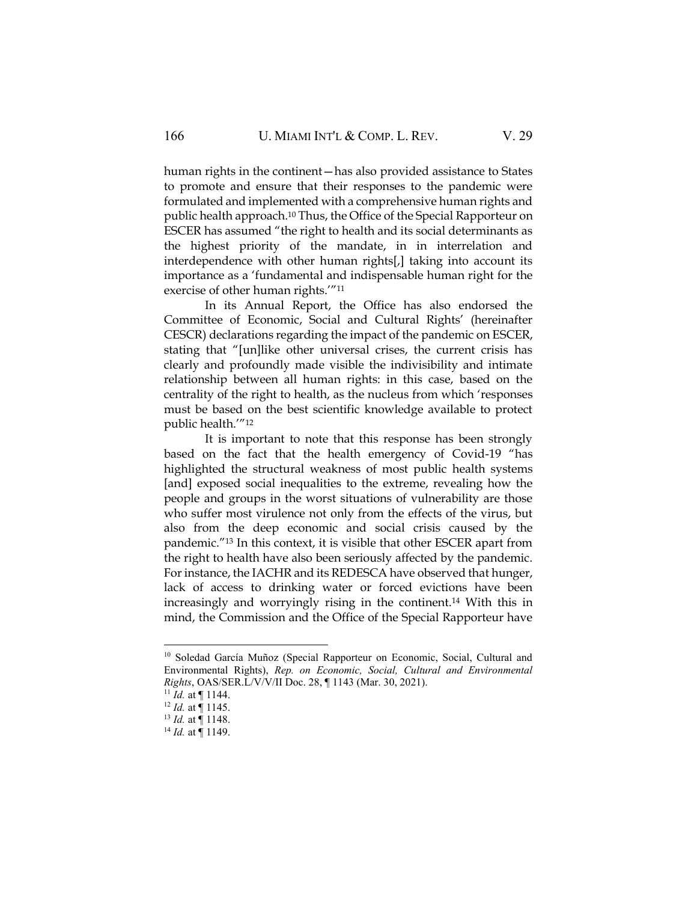human rights in the continent—has also provided assistance to States to promote and ensure that their responses to the pandemic were formulated and implemented with a comprehensive human rights and public health approach.[10] Thus, the Office of the Special Rapporteur on ESCER has assumed "the right to health and its social determinants as the highest priority of the mandate, in in interrelation and interdependence with other human rights[,] taking into account its importance as a 'fundamental and indispensable human right for the exercise of other human rights.'"[11]

In its Annual Report, the Office has also endorsed the Committee of Economic, Social and Cultural Rights' (hereinafter CESCR) declarations regarding the impact of the pandemic on ESCER, stating that "[un]like other universal crises, the current crisis has clearly and profoundly made visible the indivisibility and intimate relationship between all human rights: in this case, based on the centrality of the right to health, as the nucleus from which 'responses must be based on the best scientific knowledge available to protect public health.'"[12]

It is important to note that this response has been strongly based on the fact that the health emergency of Covid-19 "has highlighted the structural weakness of most public health systems [and] exposed social inequalities to the extreme, revealing how the people and groups in the worst situations of vulnerability are those who suffer most virulence not only from the effects of the virus, but also from the deep economic and social crisis caused by the pandemic."[13] In this context, it is visible that other ESCER apart from the right to health have also been seriously affected by the pandemic. For instance, the IACHR and its REDESCA have observed that hunger, lack of access to drinking water or forced evictions have been increasingly and worryingly rising in the continent.[14] With this in mind, the Commission and the Office of the Special Rapporteur have

---

[10] Soledad García Muñoz (Special Rapporteur on Economic, Social, Cultural and Environmental Rights), *Rep. on Economic, Social, Cultural and Environmental Rights*, OAS/SER.L/V/V/II Doc. 28, ¶ 1143 (Mar. 30, 2021).

[11] *Id.* at ¶ 1144.

[12] *Id.* at ¶ 1145.

[13] *Id.* at ¶ 1148.

[14] *Id.* at ¶ 1149.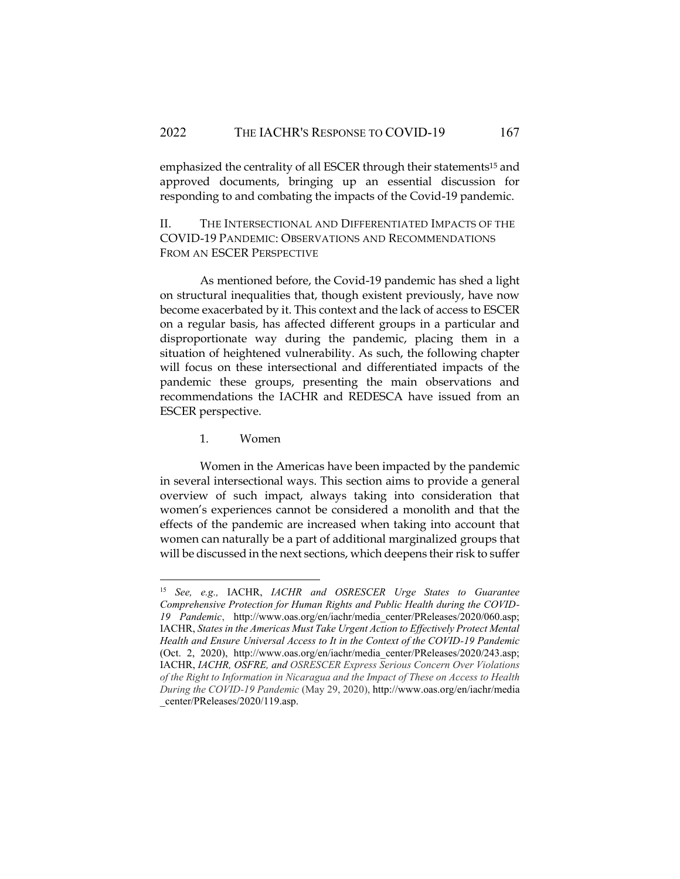emphasized the centrality of all ESCER through their statements[15] and approved documents, bringing up an essential discussion for responding to and combating the impacts of the Covid-19 pandemic.

## II. THE INTERSECTIONAL AND DIFFERENTIATED IMPACTS OF THE COVID-19 PANDEMIC: OBSERVATIONS AND RECOMMENDATIONS FROM AN ESCER PERSPECTIVE

As mentioned before, the Covid-19 pandemic has shed a light on structural inequalities that, though existent previously, have now become exacerbated by it. This context and the lack of access to ESCER on a regular basis, has affected different groups in a particular and disproportionate way during the pandemic, placing them in a situation of heightened vulnerability. As such, the following chapter will focus on these intersectional and differentiated impacts of the pandemic these groups, presenting the main observations and recommendations the IACHR and REDESCA have issued from an ESCER perspective.

### 1. Women

Women in the Americas have been impacted by the pandemic in several intersectional ways. This section aims to provide a general overview of such impact, always taking into consideration that women's experiences cannot be considered a monolith and that the effects of the pandemic are increased when taking into account that women can naturally be a part of additional marginalized groups that will be discussed in the next sections, which deepens their risk to suffer

---

[15] *See, e.g.,* IACHR, *IACHR and OSRESCER Urge States to Guarantee Comprehensive Protection for Human Rights and Public Health during the COVID-19 Pandemic*, http://www.oas.org/en/iachr/media_center/PReleases/2020/060.asp; IACHR, *States in the Americas Must Take Urgent Action to Effectively Protect Mental Health and Ensure Universal Access to It in the Context of the COVID-19 Pandemic* (Oct. 2, 2020), http://www.oas.org/en/iachr/media_center/PReleases/2020/243.asp; IACHR, *IACHR, OSFRE, and OSRESCER Express Serious Concern Over Violations of the Right to Information in Nicaragua and the Impact of These on Access to Health During the COVID-19 Pandemic* (May 29, 2020), http://www.oas.org/en/iachr/media_center/PReleases/2020/119.asp.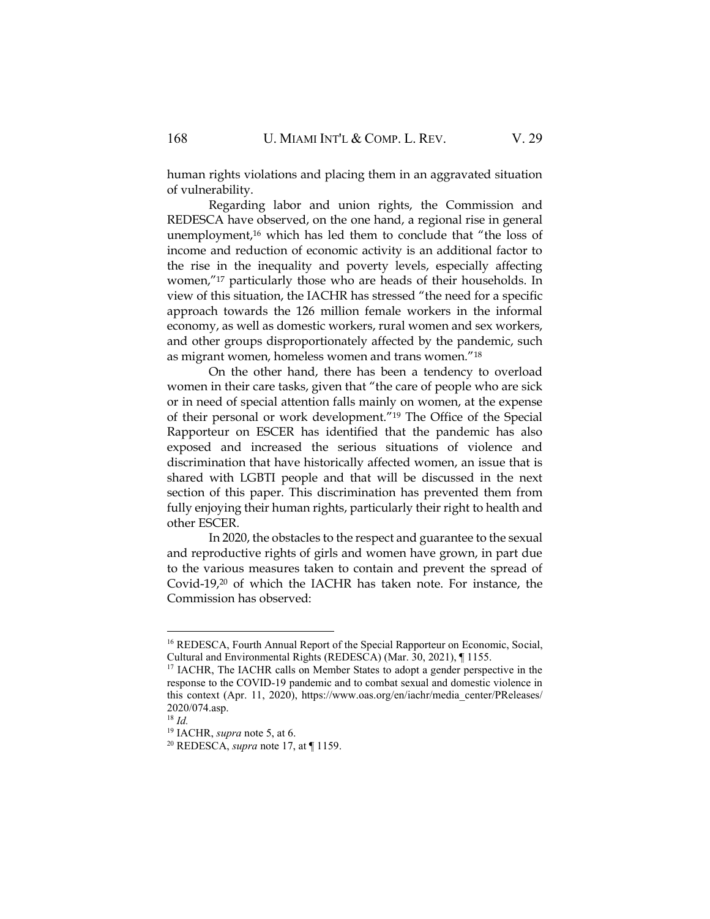human rights violations and placing them in an aggravated situation of vulnerability.

Regarding labor and union rights, the Commission and REDESCA have observed, on the one hand, a regional rise in general unemployment,[16] which has led them to conclude that "the loss of income and reduction of economic activity is an additional factor to the rise in the inequality and poverty levels, especially affecting women,"[17] particularly those who are heads of their households. In view of this situation, the IACHR has stressed "the need for a specific approach towards the 126 million female workers in the informal economy, as well as domestic workers, rural women and sex workers, and other groups disproportionately affected by the pandemic, such as migrant women, homeless women and trans women."[18]

On the other hand, there has been a tendency to overload women in their care tasks, given that "the care of people who are sick or in need of special attention falls mainly on women, at the expense of their personal or work development."[19] The Office of the Special Rapporteur on ESCER has identified that the pandemic has also exposed and increased the serious situations of violence and discrimination that have historically affected women, an issue that is shared with LGBTI people and that will be discussed in the next section of this paper. This discrimination has prevented them from fully enjoying their human rights, particularly their right to health and other ESCER.

In 2020, the obstacles to the respect and guarantee to the sexual and reproductive rights of girls and women have grown, in part due to the various measures taken to contain and prevent the spread of Covid-19,[20] of which the IACHR has taken note. For instance, the Commission has observed:

---

[16] REDESCA, Fourth Annual Report of the Special Rapporteur on Economic, Social, Cultural and Environmental Rights (REDESCA) (Mar. 30, 2021), ¶ 1155.

[17] IACHR, The IACHR calls on Member States to adopt a gender perspective in the response to the COVID-19 pandemic and to combat sexual and domestic violence in this context (Apr. 11, 2020), https://www.oas.org/en/iachr/media_center/PReleases/2020/074.asp.

[18] *Id.*

[19] IACHR, *supra* note 5, at 6.

[20] REDESCA, *supra* note 17, at ¶ 1159.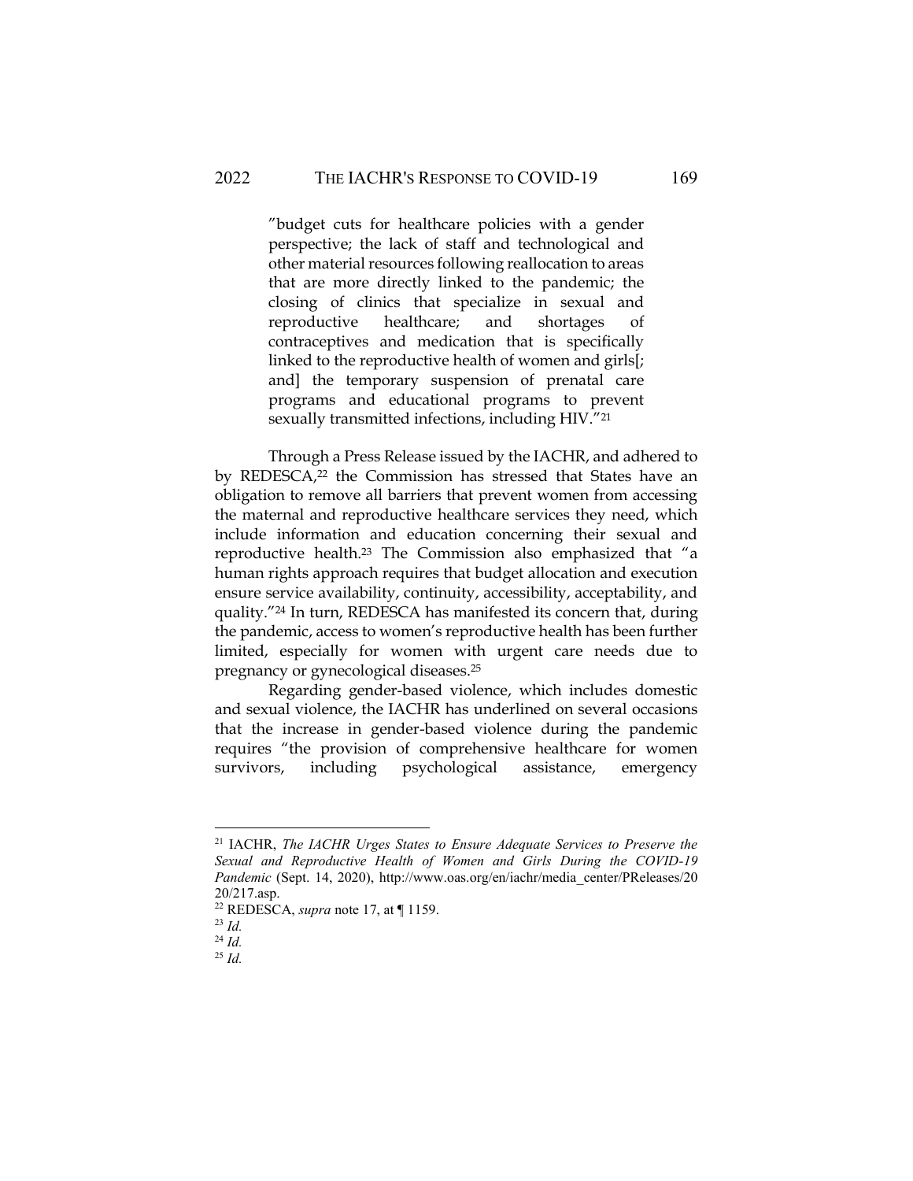> "budget cuts for healthcare policies with a gender perspective; the lack of staff and technological and other material resources following reallocation to areas that are more directly linked to the pandemic; the closing of clinics that specialize in sexual and reproductive healthcare; and shortages of contraceptives and medication that is specifically linked to the reproductive health of women and girls[; and] the temporary suspension of prenatal care programs and educational programs to prevent sexually transmitted infections, including HIV."[21]

Through a Press Release issued by the IACHR, and adhered to by REDESCA,[22] the Commission has stressed that States have an obligation to remove all barriers that prevent women from accessing the maternal and reproductive healthcare services they need, which include information and education concerning their sexual and reproductive health.[23] The Commission also emphasized that "a human rights approach requires that budget allocation and execution ensure service availability, continuity, accessibility, acceptability, and quality."[24] In turn, REDESCA has manifested its concern that, during the pandemic, access to women's reproductive health has been further limited, especially for women with urgent care needs due to pregnancy or gynecological diseases.[25]

Regarding gender-based violence, which includes domestic and sexual violence, the IACHR has underlined on several occasions that the increase in gender-based violence during the pandemic requires "the provision of comprehensive healthcare for women survivors, including psychological assistance, emergency

---

[21] IACHR, *The IACHR Urges States to Ensure Adequate Services to Preserve the Sexual and Reproductive Health of Women and Girls During the COVID-19 Pandemic* (Sept. 14, 2020), http://www.oas.org/en/iachr/media_center/PReleases/2020/217.asp.

[22] REDESCA, *supra* note 17, at ¶ 1159.

[23] *Id.*

[24] *Id.*

[25] *Id.*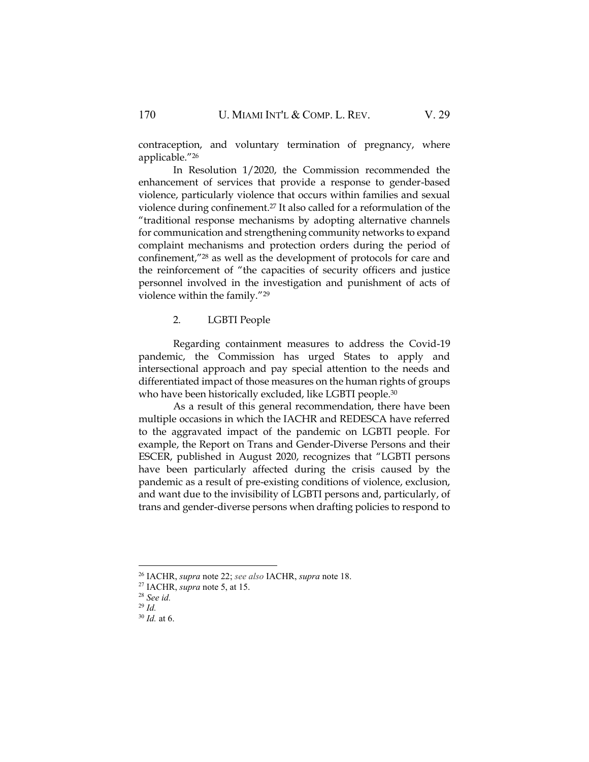contraception, and voluntary termination of pregnancy, where applicable."[26]

In Resolution 1/2020, the Commission recommended the enhancement of services that provide a response to gender-based violence, particularly violence that occurs within families and sexual violence during confinement.[27] It also called for a reformulation of the "traditional response mechanisms by adopting alternative channels for communication and strengthening community networks to expand complaint mechanisms and protection orders during the period of confinement,"[28] as well as the development of protocols for care and the reinforcement of "the capacities of security officers and justice personnel involved in the investigation and punishment of acts of violence within the family."[29]

### 2. LGBTI People

Regarding containment measures to address the Covid-19 pandemic, the Commission has urged States to apply and intersectional approach and pay special attention to the needs and differentiated impact of those measures on the human rights of groups who have been historically excluded, like LGBTI people.[30]

As a result of this general recommendation, there have been multiple occasions in which the IACHR and REDESCA have referred to the aggravated impact of the pandemic on LGBTI people. For example, the Report on Trans and Gender-Diverse Persons and their ESCER, published in August 2020, recognizes that "LGBTI persons have been particularly affected during the crisis caused by the pandemic as a result of pre-existing conditions of violence, exclusion, and want due to the invisibility of LGBTI persons and, particularly, of trans and gender-diverse persons when drafting policies to respond to

---

[26] IACHR, *supra* note 22; *see also* IACHR, *supra* note 18.

[27] IACHR, *supra* note 5, at 15.

[28] *See id.*

[29] *Id.*

[30] *Id.* at 6.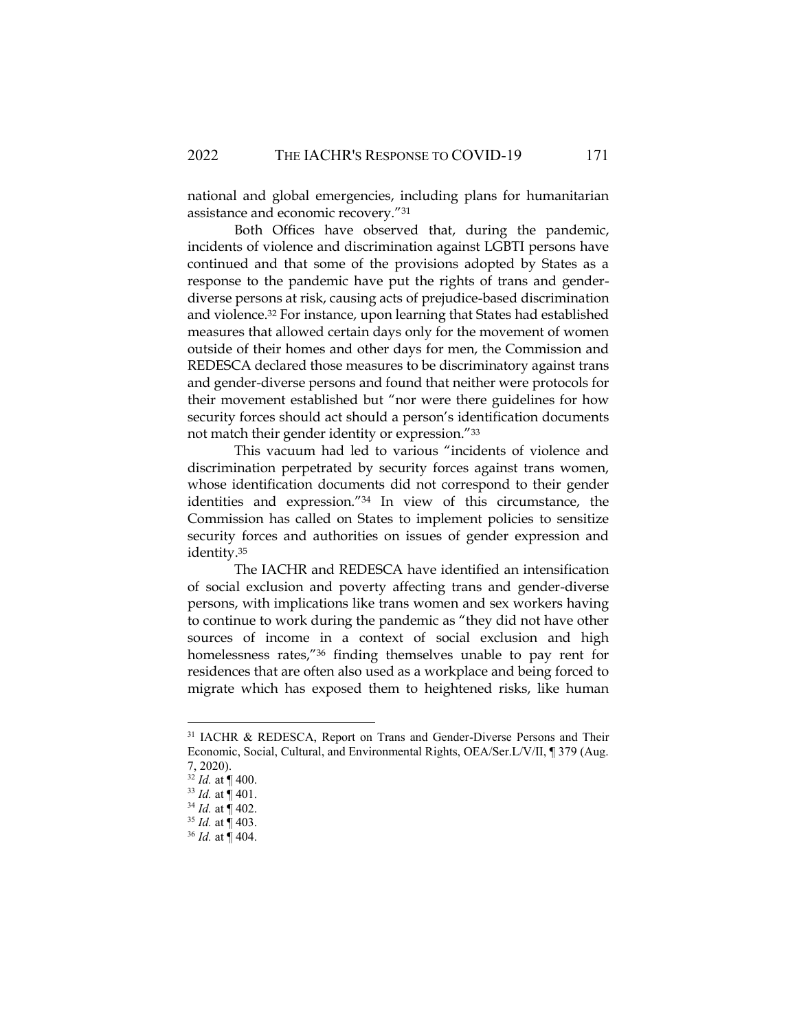national and global emergencies, including plans for humanitarian assistance and economic recovery."[31]

Both Offices have observed that, during the pandemic, incidents of violence and discrimination against LGBTI persons have continued and that some of the provisions adopted by States as a response to the pandemic have put the rights of trans and gender-diverse persons at risk, causing acts of prejudice-based discrimination and violence.[32] For instance, upon learning that States had established measures that allowed certain days only for the movement of women outside of their homes and other days for men, the Commission and REDESCA declared those measures to be discriminatory against trans and gender-diverse persons and found that neither were protocols for their movement established but "nor were there guidelines for how security forces should act should a person's identification documents not match their gender identity or expression."[33]

This vacuum had led to various "incidents of violence and discrimination perpetrated by security forces against trans women, whose identification documents did not correspond to their gender identities and expression."[34] In view of this circumstance, the Commission has called on States to implement policies to sensitize security forces and authorities on issues of gender expression and identity.[35]

The IACHR and REDESCA have identified an intensification of social exclusion and poverty affecting trans and gender-diverse persons, with implications like trans women and sex workers having to continue to work during the pandemic as "they did not have other sources of income in a context of social exclusion and high homelessness rates,"[36] finding themselves unable to pay rent for residences that are often also used as a workplace and being forced to migrate which has exposed them to heightened risks, like human

---

[31] IACHR & REDESCA, Report on Trans and Gender-Diverse Persons and Their Economic, Social, Cultural, and Environmental Rights, OEA/Ser.L/V/II, ¶ 379 (Aug. 7, 2020).

[32] *Id.* at ¶ 400.

[33] *Id.* at ¶ 401.

[34] *Id.* at ¶ 402.

[35] *Id.* at ¶ 403.

[36] *Id.* at ¶ 404.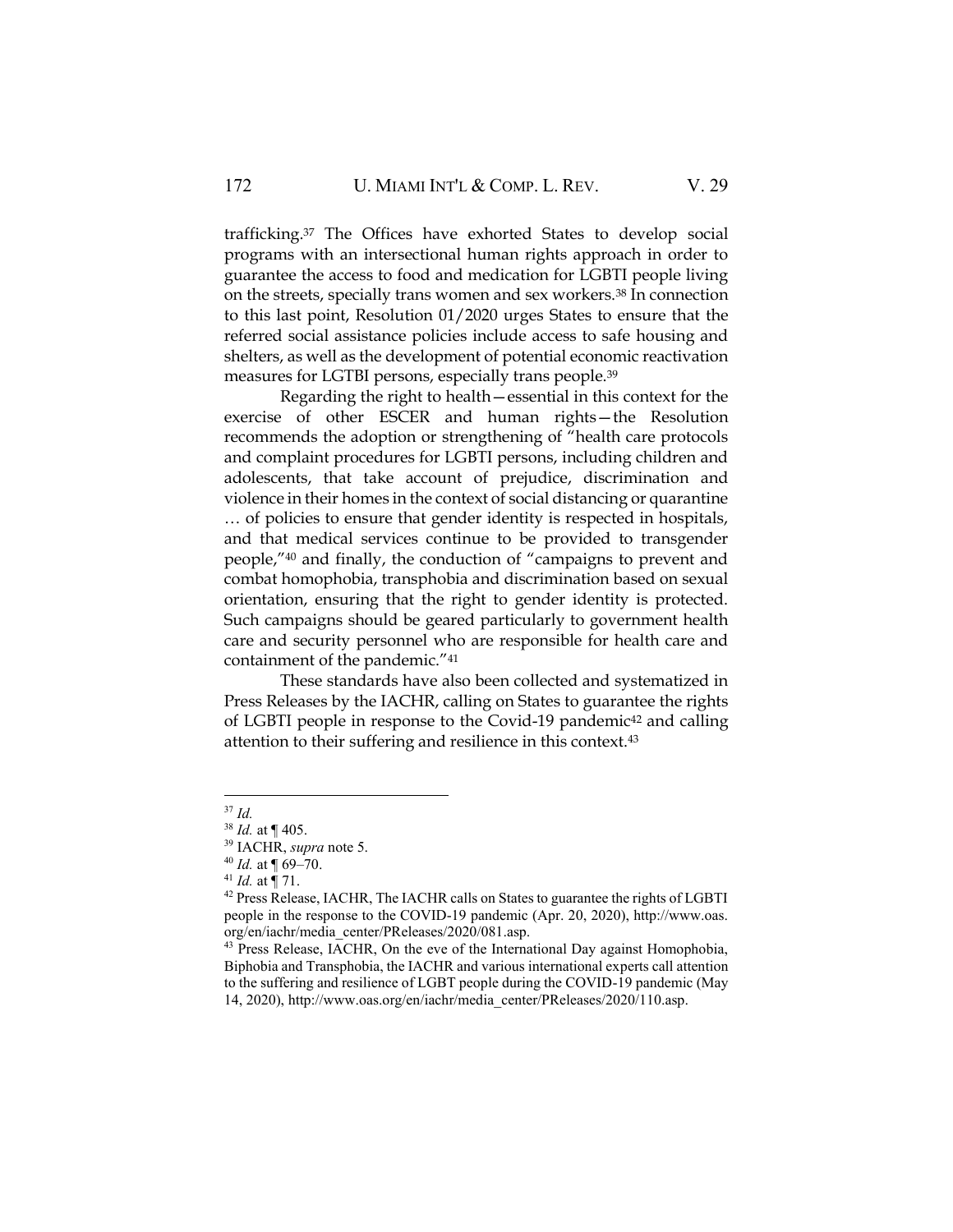trafficking.[37] The Offices have exhorted States to develop social programs with an intersectional human rights approach in order to guarantee the access to food and medication for LGBTI people living on the streets, specially trans women and sex workers.[38] In connection to this last point, Resolution 01/2020 urges States to ensure that the referred social assistance policies include access to safe housing and shelters, as well as the development of potential economic reactivation measures for LGTBI persons, especially trans people.[39]

Regarding the right to health—essential in this context for the exercise of other ESCER and human rights—the Resolution recommends the adoption or strengthening of "health care protocols and complaint procedures for LGBTI persons, including children and adolescents, that take account of prejudice, discrimination and violence in their homes in the context of social distancing or quarantine … of policies to ensure that gender identity is respected in hospitals, and that medical services continue to be provided to transgender people,"[40] and finally, the conduction of "campaigns to prevent and combat homophobia, transphobia and discrimination based on sexual orientation, ensuring that the right to gender identity is protected. Such campaigns should be geared particularly to government health care and security personnel who are responsible for health care and containment of the pandemic."[41]

These standards have also been collected and systematized in Press Releases by the IACHR, calling on States to guarantee the rights of LGBTI people in response to the Covid-19 pandemic[42] and calling attention to their suffering and resilience in this context.[43]

---

[37] *Id.*

[38] *Id.* at ¶ 405.

[39] IACHR, *supra* note 5.

[40] *Id.* at ¶ 69–70.

[41] *Id.* at ¶ 71.

[42] Press Release, IACHR, The IACHR calls on States to guarantee the rights of LGBTI people in the response to the COVID-19 pandemic (Apr. 20, 2020), http://www.oas.org/en/iachr/media_center/PReleases/2020/081.asp.

[43] Press Release, IACHR, On the eve of the International Day against Homophobia, Biphobia and Transphobia, the IACHR and various international experts call attention to the suffering and resilience of LGBT people during the COVID-19 pandemic (May 14, 2020), http://www.oas.org/en/iachr/media_center/PReleases/2020/110.asp.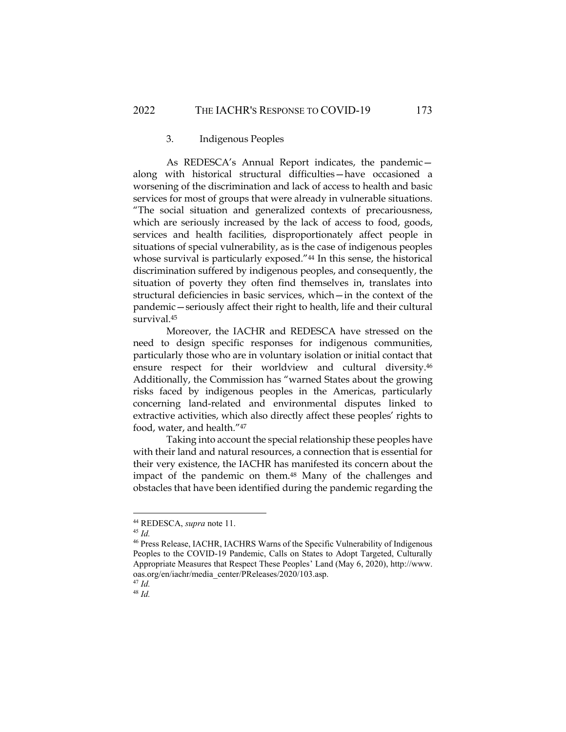### 3. Indigenous Peoples

As REDESCA's Annual Report indicates, the pandemic—along with historical structural difficulties—have occasioned a worsening of the discrimination and lack of access to health and basic services for most of groups that were already in vulnerable situations. "The social situation and generalized contexts of precariousness, which are seriously increased by the lack of access to food, goods, services and health facilities, disproportionately affect people in situations of special vulnerability, as is the case of indigenous peoples whose survival is particularly exposed."[44] In this sense, the historical discrimination suffered by indigenous peoples, and consequently, the situation of poverty they often find themselves in, translates into structural deficiencies in basic services, which—in the context of the pandemic—seriously affect their right to health, life and their cultural survival.[45]

Moreover, the IACHR and REDESCA have stressed on the need to design specific responses for indigenous communities, particularly those who are in voluntary isolation or initial contact that ensure respect for their worldview and cultural diversity.[46] Additionally, the Commission has "warned States about the growing risks faced by indigenous peoples in the Americas, particularly concerning land-related and environmental disputes linked to extractive activities, which also directly affect these peoples' rights to food, water, and health."[47]

Taking into account the special relationship these peoples have with their land and natural resources, a connection that is essential for their very existence, the IACHR has manifested its concern about the impact of the pandemic on them.[48] Many of the challenges and obstacles that have been identified during the pandemic regarding the

---

[44] REDESCA, *supra* note 11.

[45] *Id.*

[46] Press Release, IACHR, IACHRS Warns of the Specific Vulnerability of Indigenous Peoples to the COVID-19 Pandemic, Calls on States to Adopt Targeted, Culturally Appropriate Measures that Respect These Peoples' Land (May 6, 2020), http://www.oas.org/en/iachr/media_center/PReleases/2020/103.asp.

[47] *Id.*

[48] *Id.*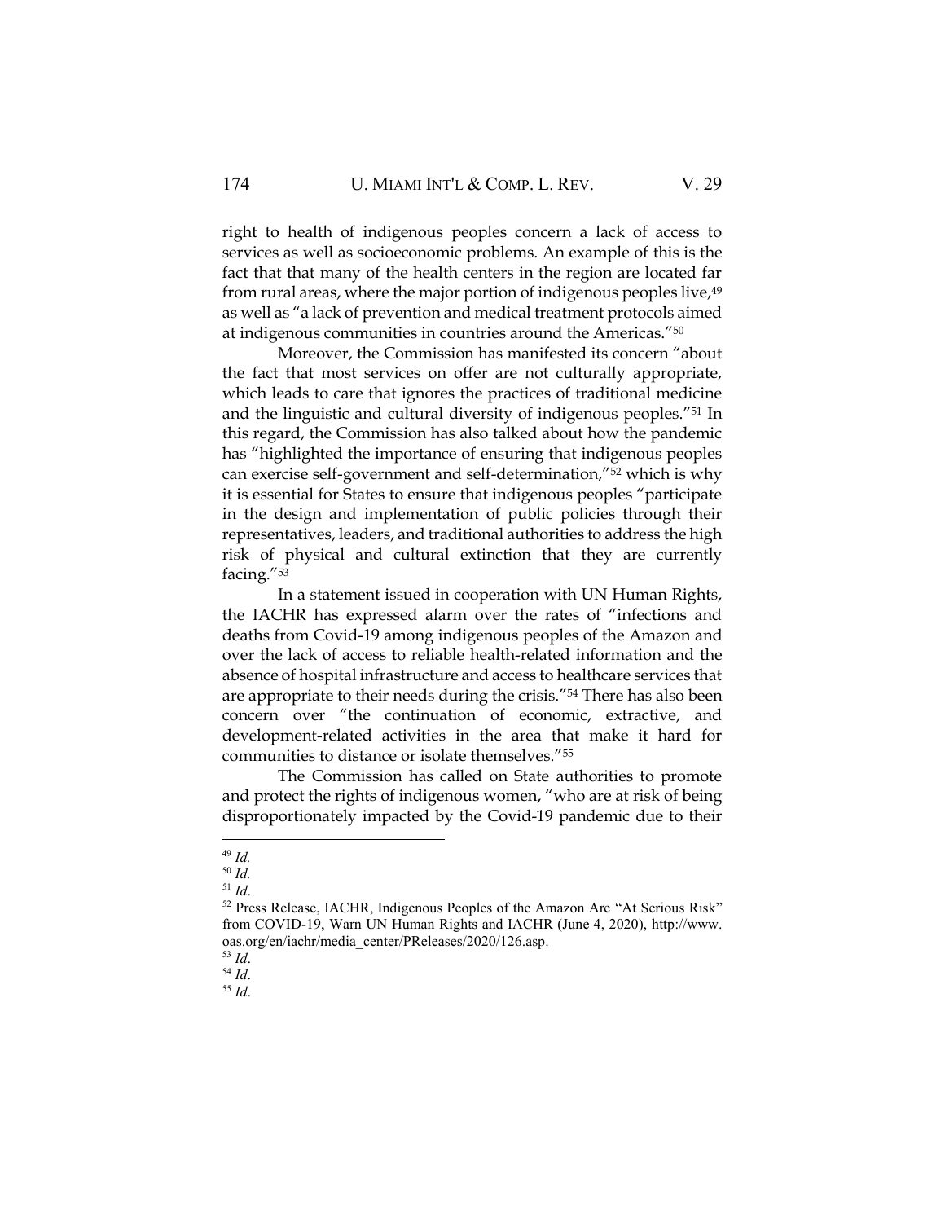right to health of indigenous peoples concern a lack of access to services as well as socioeconomic problems. An example of this is the fact that that many of the health centers in the region are located far from rural areas, where the major portion of indigenous peoples live,[49] as well as "a lack of prevention and medical treatment protocols aimed at indigenous communities in countries around the Americas."[50]

Moreover, the Commission has manifested its concern "about the fact that most services on offer are not culturally appropriate, which leads to care that ignores the practices of traditional medicine and the linguistic and cultural diversity of indigenous peoples."[51] In this regard, the Commission has also talked about how the pandemic has "highlighted the importance of ensuring that indigenous peoples can exercise self-government and self-determination,"[52] which is why it is essential for States to ensure that indigenous peoples "participate in the design and implementation of public policies through their representatives, leaders, and traditional authorities to address the high risk of physical and cultural extinction that they are currently facing."[53]

In a statement issued in cooperation with UN Human Rights, the IACHR has expressed alarm over the rates of "infections and deaths from Covid-19 among indigenous peoples of the Amazon and over the lack of access to reliable health-related information and the absence of hospital infrastructure and access to healthcare services that are appropriate to their needs during the crisis."[54] There has also been concern over "the continuation of economic, extractive, and development-related activities in the area that make it hard for communities to distance or isolate themselves."[55]

The Commission has called on State authorities to promote and protect the rights of indigenous women, "who are at risk of being disproportionately impacted by the Covid-19 pandemic due to their

---

[49] *Id.*

[50] *Id.*

[51] *Id*.

[52] Press Release, IACHR, Indigenous Peoples of the Amazon Are "At Serious Risk" from COVID-19, Warn UN Human Rights and IACHR (June 4, 2020), http://www.oas.org/en/iachr/media_center/PReleases/2020/126.asp.

[53] *Id*.

[54] *Id*.

[55] *Id*.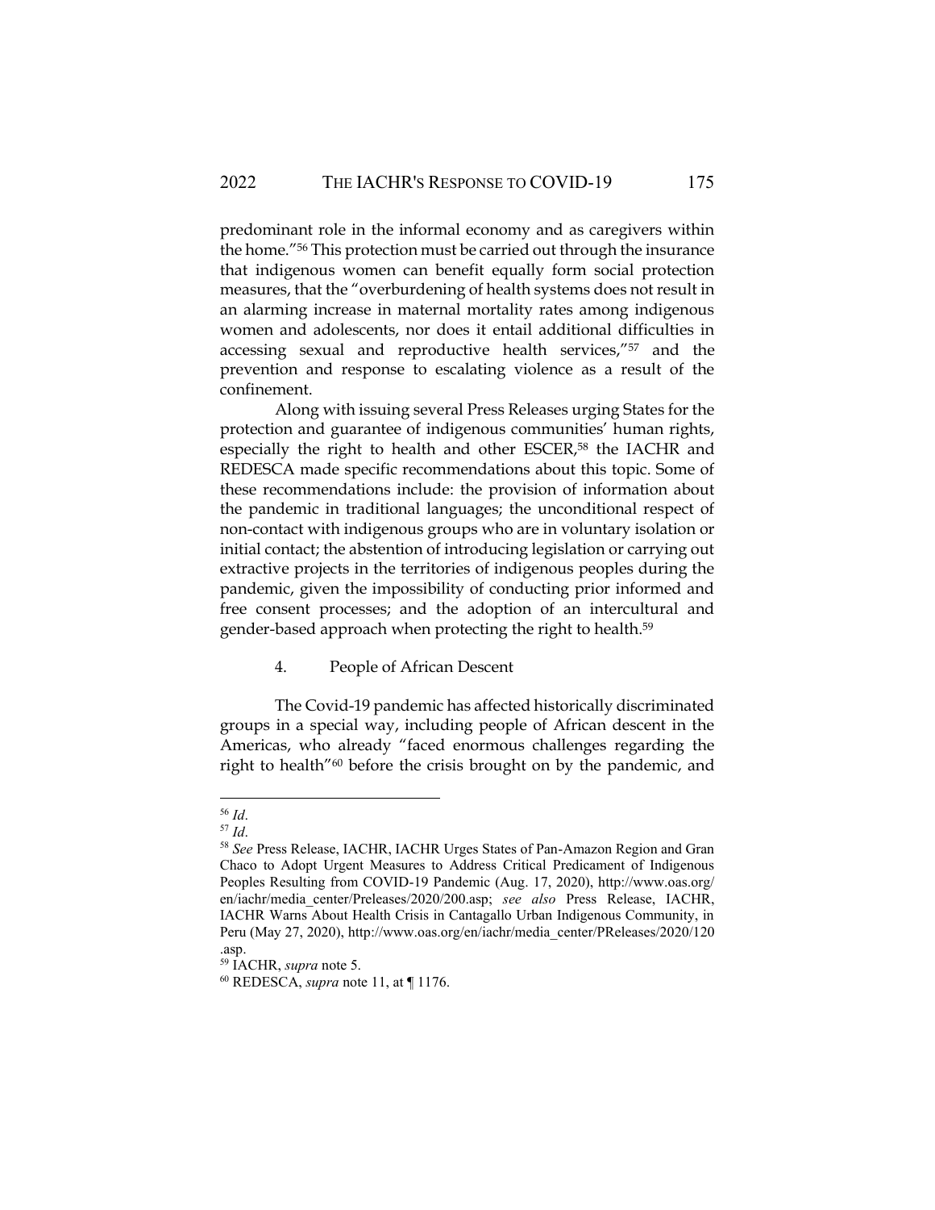predominant role in the informal economy and as caregivers within the home."[56] This protection must be carried out through the insurance that indigenous women can benefit equally form social protection measures, that the "overburdening of health systems does not result in an alarming increase in maternal mortality rates among indigenous women and adolescents, nor does it entail additional difficulties in accessing sexual and reproductive health services,"[57] and the prevention and response to escalating violence as a result of the confinement.

Along with issuing several Press Releases urging States for the protection and guarantee of indigenous communities' human rights, especially the right to health and other ESCER,[58] the IACHR and REDESCA made specific recommendations about this topic. Some of these recommendations include: the provision of information about the pandemic in traditional languages; the unconditional respect of non-contact with indigenous groups who are in voluntary isolation or initial contact; the abstention of introducing legislation or carrying out extractive projects in the territories of indigenous peoples during the pandemic, given the impossibility of conducting prior informed and free consent processes; and the adoption of an intercultural and gender-based approach when protecting the right to health.[59]

4. People of African Descent

The Covid-19 pandemic has affected historically discriminated groups in a special way, including people of African descent in the Americas, who already "faced enormous challenges regarding the right to health"[60] before the crisis brought on by the pandemic, and

---

[56] *Id*.

[57] *Id*.

[58] *See* Press Release, IACHR, IACHR Urges States of Pan-Amazon Region and Gran Chaco to Adopt Urgent Measures to Address Critical Predicament of Indigenous Peoples Resulting from COVID-19 Pandemic (Aug. 17, 2020), http://www.oas.org/en/iachr/media_center/Preleases/2020/200.asp; *see also* Press Release, IACHR, IACHR Warns About Health Crisis in Cantagallo Urban Indigenous Community, in Peru (May 27, 2020), http://www.oas.org/en/iachr/media_center/PReleases/2020/120.asp.

[59] IACHR, *supra* note 5.

[60] REDESCA, *supra* note 11, at ¶ 1176.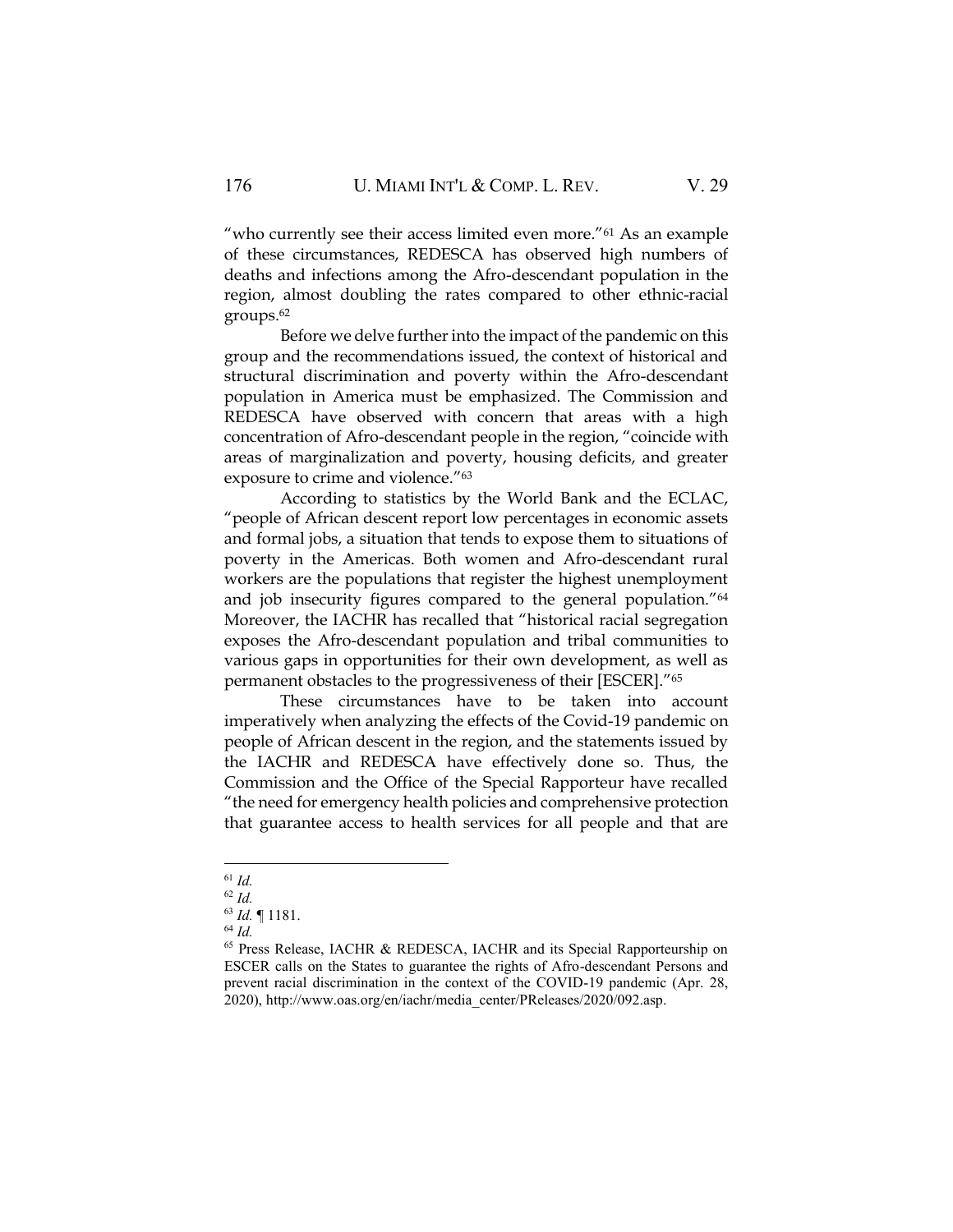"who currently see their access limited even more."[61] As an example of these circumstances, REDESCA has observed high numbers of deaths and infections among the Afro-descendant population in the region, almost doubling the rates compared to other ethnic-racial groups.[62]

Before we delve further into the impact of the pandemic on this group and the recommendations issued, the context of historical and structural discrimination and poverty within the Afro-descendant population in America must be emphasized. The Commission and REDESCA have observed with concern that areas with a high concentration of Afro-descendant people in the region, "coincide with areas of marginalization and poverty, housing deficits, and greater exposure to crime and violence."[63]

According to statistics by the World Bank and the ECLAC, "people of African descent report low percentages in economic assets and formal jobs, a situation that tends to expose them to situations of poverty in the Americas. Both women and Afro-descendant rural workers are the populations that register the highest unemployment and job insecurity figures compared to the general population."[64] Moreover, the IACHR has recalled that "historical racial segregation exposes the Afro-descendant population and tribal communities to various gaps in opportunities for their own development, as well as permanent obstacles to the progressiveness of their [ESCER]."[65]

These circumstances have to be taken into account imperatively when analyzing the effects of the Covid-19 pandemic on people of African descent in the region, and the statements issued by the IACHR and REDESCA have effectively done so. Thus, the Commission and the Office of the Special Rapporteur have recalled "the need for emergency health policies and comprehensive protection that guarantee access to health services for all people and that are

---

[61] *Id.*

[62] *Id.*

[63] *Id.* ¶ 1181.

[64] *Id.*

[65] Press Release, IACHR & REDESCA, IACHR and its Special Rapporteurship on ESCER calls on the States to guarantee the rights of Afro-descendant Persons and prevent racial discrimination in the context of the COVID-19 pandemic (Apr. 28, 2020), http://www.oas.org/en/iachr/media_center/PReleases/2020/092.asp.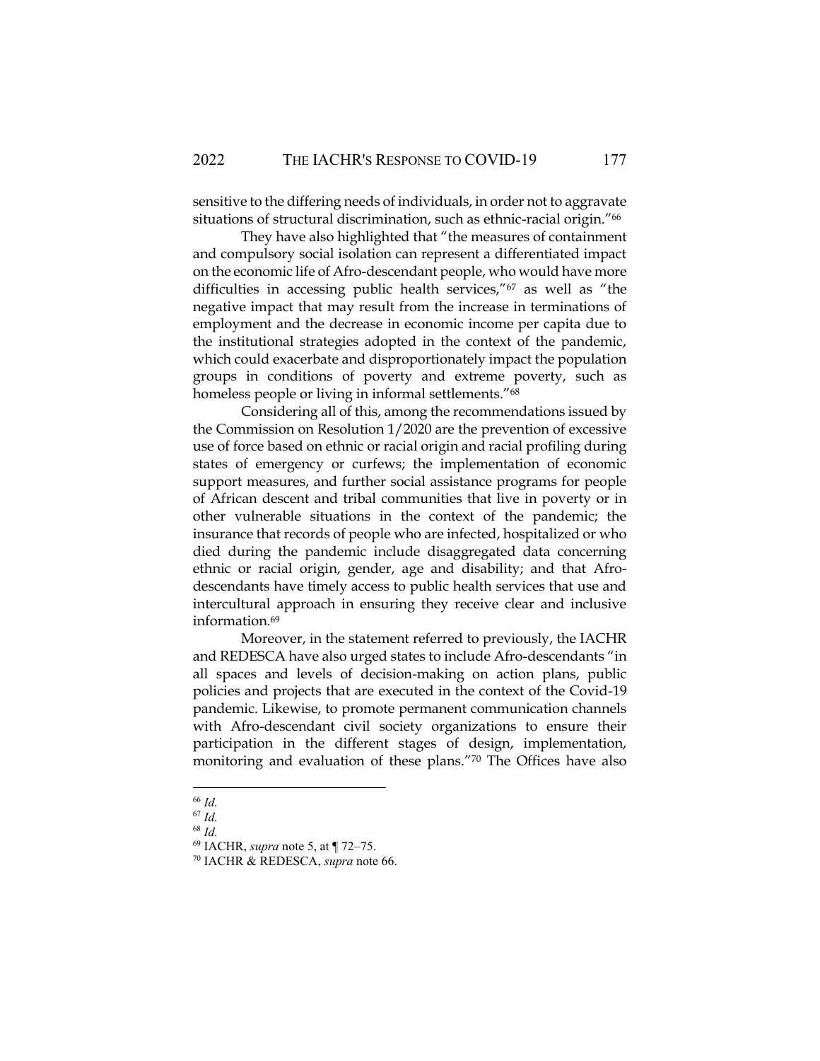sensitive to the differing needs of individuals, in order not to aggravate situations of structural discrimination, such as ethnic-racial origin."[66]

They have also highlighted that "the measures of containment and compulsory social isolation can represent a differentiated impact on the economic life of Afro-descendant people, who would have more difficulties in accessing public health services,"[67] as well as "the negative impact that may result from the increase in terminations of employment and the decrease in economic income per capita due to the institutional strategies adopted in the context of the pandemic, which could exacerbate and disproportionately impact the population groups in conditions of poverty and extreme poverty, such as homeless people or living in informal settlements."[68]

Considering all of this, among the recommendations issued by the Commission on Resolution 1/2020 are the prevention of excessive use of force based on ethnic or racial origin and racial profiling during states of emergency or curfews; the implementation of economic support measures, and further social assistance programs for people of African descent and tribal communities that live in poverty or in other vulnerable situations in the context of the pandemic; the insurance that records of people who are infected, hospitalized or who died during the pandemic include disaggregated data concerning ethnic or racial origin, gender, age and disability; and that Afro-descendants have timely access to public health services that use and intercultural approach in ensuring they receive clear and inclusive information.[69]

Moreover, in the statement referred to previously, the IACHR and REDESCA have also urged states to include Afro-descendants "in all spaces and levels of decision-making on action plans, public policies and projects that are executed in the context of the Covid-19 pandemic. Likewise, to promote permanent communication channels with Afro-descendant civil society organizations to ensure their participation in the different stages of design, implementation, monitoring and evaluation of these plans."[70] The Offices have also

[66] *Id.*
[67] *Id.*
[68] *Id.*
[69] IACHR, *supra* note 5, at ¶ 72–75.
[70] IACHR & REDESCA, *supra* note 66.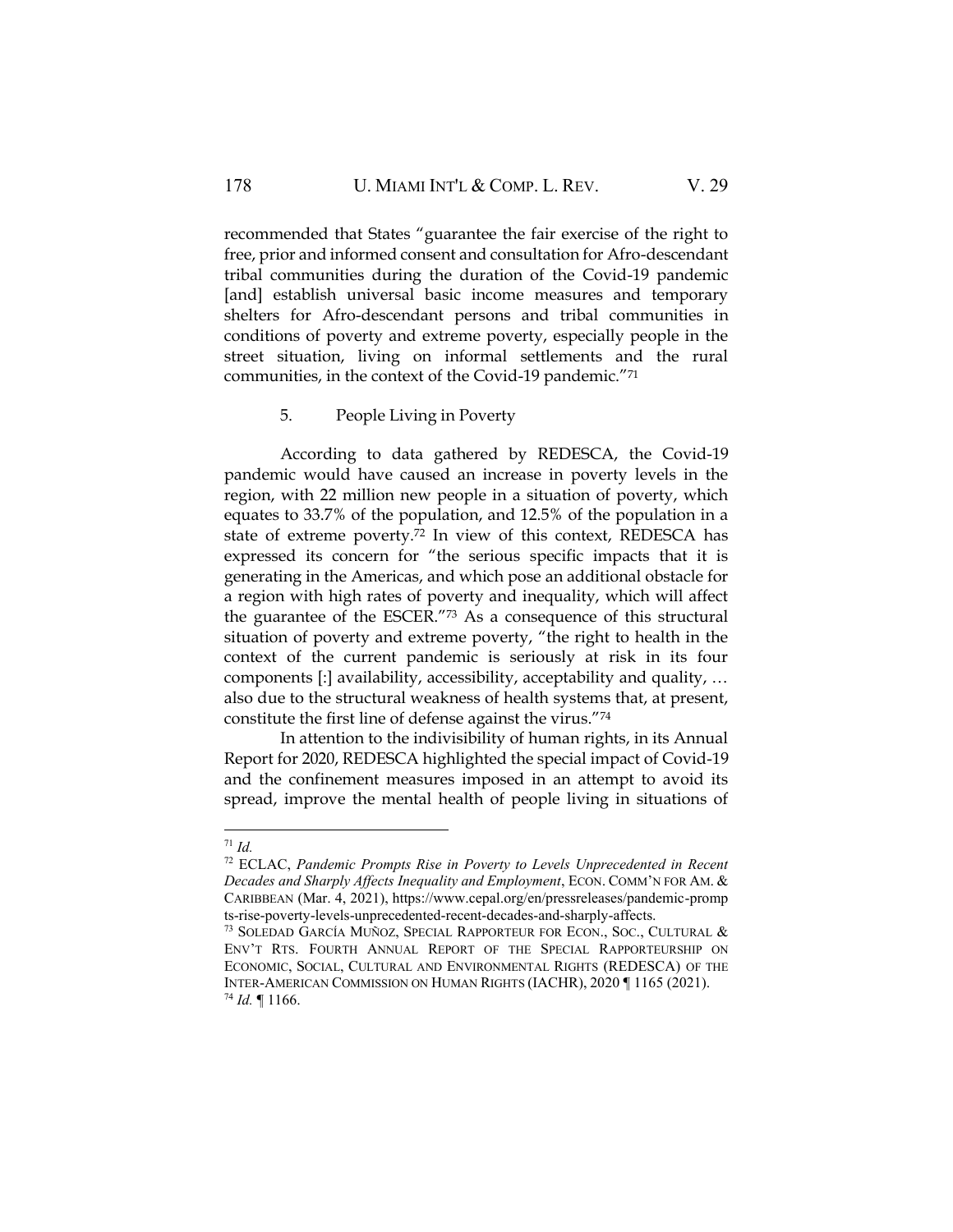recommended that States "guarantee the fair exercise of the right to free, prior and informed consent and consultation for Afro-descendant tribal communities during the duration of the Covid-19 pandemic [and] establish universal basic income measures and temporary shelters for Afro-descendant persons and tribal communities in conditions of poverty and extreme poverty, especially people in the street situation, living on informal settlements and the rural communities, in the context of the Covid-19 pandemic."[71]

### 5. People Living in Poverty

According to data gathered by REDESCA, the Covid-19 pandemic would have caused an increase in poverty levels in the region, with 22 million new people in a situation of poverty, which equates to 33.7% of the population, and 12.5% of the population in a state of extreme poverty.[72] In view of this context, REDESCA has expressed its concern for "the serious specific impacts that it is generating in the Americas, and which pose an additional obstacle for a region with high rates of poverty and inequality, which will affect the guarantee of the ESCER."[73] As a consequence of this structural situation of poverty and extreme poverty, "the right to health in the context of the current pandemic is seriously at risk in its four components [:] availability, accessibility, acceptability and quality, … also due to the structural weakness of health systems that, at present, constitute the first line of defense against the virus."[74]

In attention to the indivisibility of human rights, in its Annual Report for 2020, REDESCA highlighted the special impact of Covid-19 and the confinement measures imposed in an attempt to avoid its spread, improve the mental health of people living in situations of

---

[71] *Id.*

[72] ECLAC, *Pandemic Prompts Rise in Poverty to Levels Unprecedented in Recent Decades and Sharply Affects Inequality and Employment*, ECON. COMM'N FOR AM. & CARIBBEAN (Mar. 4, 2021), https://www.cepal.org/en/pressreleases/pandemic-prompts-rise-poverty-levels-unprecedented-recent-decades-and-sharply-affects.

[73] SOLEDAD GARCÍA MUÑOZ, SPECIAL RAPPORTEUR FOR ECON., SOC., CULTURAL & ENV'T RTS. FOURTH ANNUAL REPORT OF THE SPECIAL RAPPORTEURSHIP ON ECONOMIC, SOCIAL, CULTURAL AND ENVIRONMENTAL RIGHTS (REDESCA) OF THE INTER-AMERICAN COMMISSION ON HUMAN RIGHTS (IACHR), 2020 ¶ 1165 (2021).

[74] *Id.* ¶ 1166.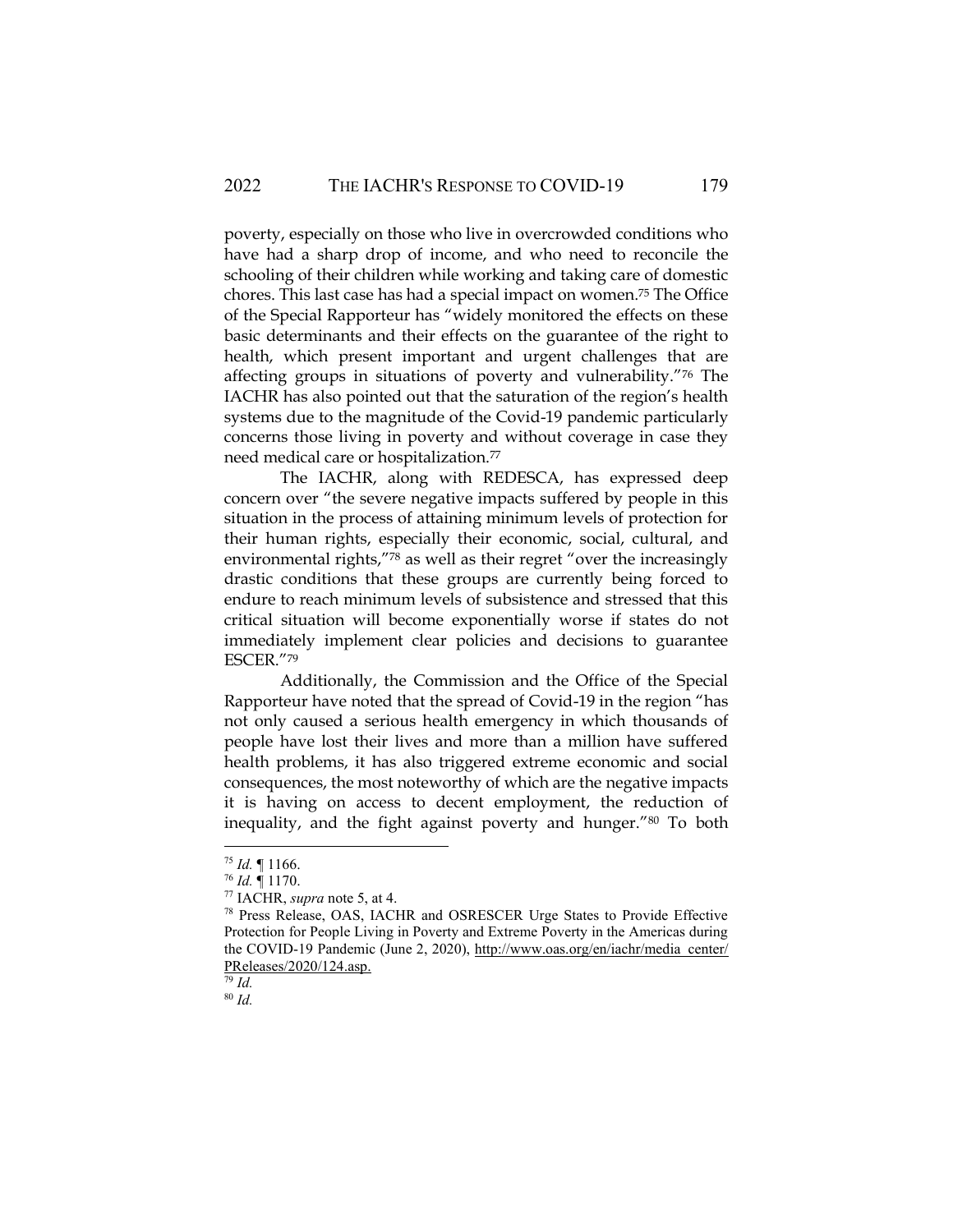poverty, especially on those who live in overcrowded conditions who have had a sharp drop of income, and who need to reconcile the schooling of their children while working and taking care of domestic chores. This last case has had a special impact on women.[75] The Office of the Special Rapporteur has "widely monitored the effects on these basic determinants and their effects on the guarantee of the right to health, which present important and urgent challenges that are affecting groups in situations of poverty and vulnerability."[76] The IACHR has also pointed out that the saturation of the region's health systems due to the magnitude of the Covid-19 pandemic particularly concerns those living in poverty and without coverage in case they need medical care or hospitalization.[77]

The IACHR, along with REDESCA, has expressed deep concern over "the severe negative impacts suffered by people in this situation in the process of attaining minimum levels of protection for their human rights, especially their economic, social, cultural, and environmental rights,"[78] as well as their regret "over the increasingly drastic conditions that these groups are currently being forced to endure to reach minimum levels of subsistence and stressed that this critical situation will become exponentially worse if states do not immediately implement clear policies and decisions to guarantee ESCER."[79]

Additionally, the Commission and the Office of the Special Rapporteur have noted that the spread of Covid-19 in the region "has not only caused a serious health emergency in which thousands of people have lost their lives and more than a million have suffered health problems, it has also triggered extreme economic and social consequences, the most noteworthy of which are the negative impacts it is having on access to decent employment, the reduction of inequality, and the fight against poverty and hunger."[80] To both

---

[75] *Id.* ¶ 1166.

[76] *Id.* ¶ 1170.

[77] IACHR, *supra* note 5, at 4.

[78] Press Release, OAS, IACHR and OSRESCER Urge States to Provide Effective Protection for People Living in Poverty and Extreme Poverty in the Americas during the COVID-19 Pandemic (June 2, 2020), http://www.oas.org/en/iachr/media_center/PReleases/2020/124.asp.

[79] *Id.*

[80] *Id.*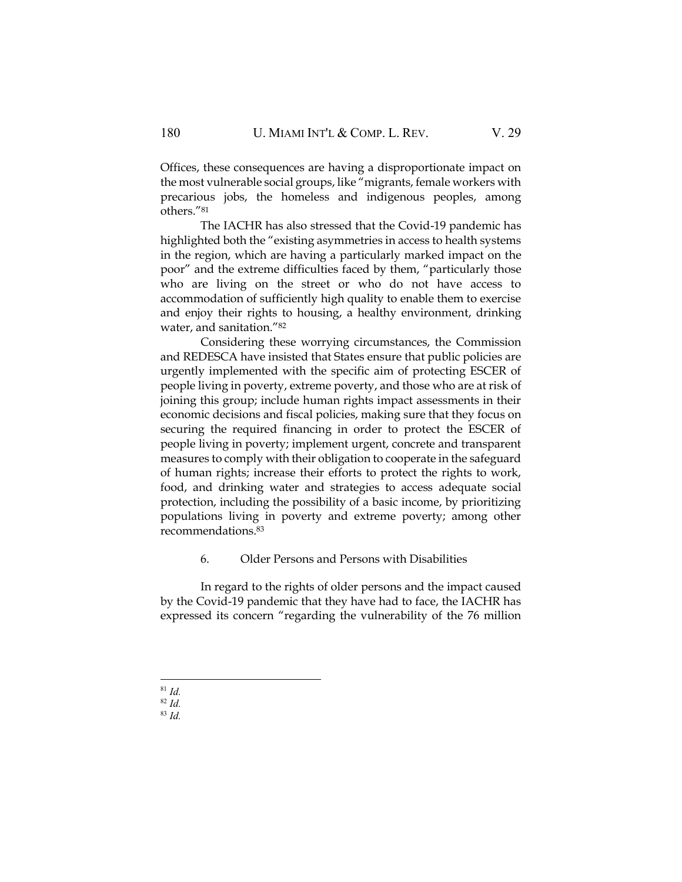Offices, these consequences are having a disproportionate impact on the most vulnerable social groups, like "migrants, female workers with precarious jobs, the homeless and indigenous peoples, among others."[81]

The IACHR has also stressed that the Covid-19 pandemic has highlighted both the "existing asymmetries in access to health systems in the region, which are having a particularly marked impact on the poor" and the extreme difficulties faced by them, "particularly those who are living on the street or who do not have access to accommodation of sufficiently high quality to enable them to exercise and enjoy their rights to housing, a healthy environment, drinking water, and sanitation."[82]

Considering these worrying circumstances, the Commission and REDESCA have insisted that States ensure that public policies are urgently implemented with the specific aim of protecting ESCER of people living in poverty, extreme poverty, and those who are at risk of joining this group; include human rights impact assessments in their economic decisions and fiscal policies, making sure that they focus on securing the required financing in order to protect the ESCER of people living in poverty; implement urgent, concrete and transparent measures to comply with their obligation to cooperate in the safeguard of human rights; increase their efforts to protect the rights to work, food, and drinking water and strategies to access adequate social protection, including the possibility of a basic income, by prioritizing populations living in poverty and extreme poverty; among other recommendations.[83]

### 6. Older Persons and Persons with Disabilities

In regard to the rights of older persons and the impact caused by the Covid-19 pandemic that they have had to face, the IACHR has expressed its concern "regarding the vulnerability of the 76 million

---

[81] *Id.*

[82] *Id.*

[83] *Id.*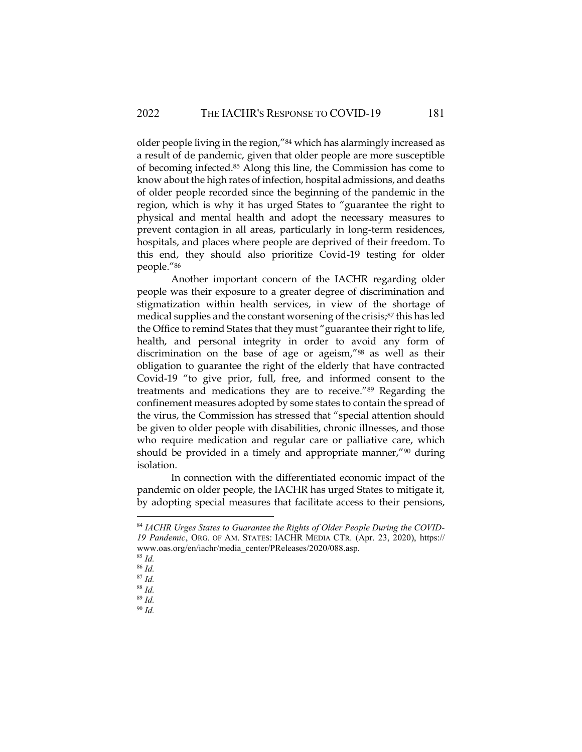older people living in the region,"[84] which has alarmingly increased as a result of de pandemic, given that older people are more susceptible of becoming infected.[85] Along this line, the Commission has come to know about the high rates of infection, hospital admissions, and deaths of older people recorded since the beginning of the pandemic in the region, which is why it has urged States to "guarantee the right to physical and mental health and adopt the necessary measures to prevent contagion in all areas, particularly in long-term residences, hospitals, and places where people are deprived of their freedom. To this end, they should also prioritize Covid-19 testing for older people."[86]

Another important concern of the IACHR regarding older people was their exposure to a greater degree of discrimination and stigmatization within health services, in view of the shortage of medical supplies and the constant worsening of the crisis;[87] this has led the Office to remind States that they must "guarantee their right to life, health, and personal integrity in order to avoid any form of discrimination on the base of age or ageism,"[88] as well as their obligation to guarantee the right of the elderly that have contracted Covid-19 "to give prior, full, free, and informed consent to the treatments and medications they are to receive."[89] Regarding the confinement measures adopted by some states to contain the spread of the virus, the Commission has stressed that "special attention should be given to older people with disabilities, chronic illnesses, and those who require medication and regular care or palliative care, which should be provided in a timely and appropriate manner,"[90] during isolation.

In connection with the differentiated economic impact of the pandemic on older people, the IACHR has urged States to mitigate it, by adopting special measures that facilitate access to their pensions,

---

[84] *IACHR Urges States to Guarantee the Rights of Older People During the COVID-19 Pandemic*, ORG. OF AM. STATES: IACHR MEDIA CTR. (Apr. 23, 2020), https://www.oas.org/en/iachr/media_center/PReleases/2020/088.asp.

[85] *Id.*

[86] *Id.*

[87] *Id.*

[88] *Id.*

[89] *Id.*

[90] *Id.*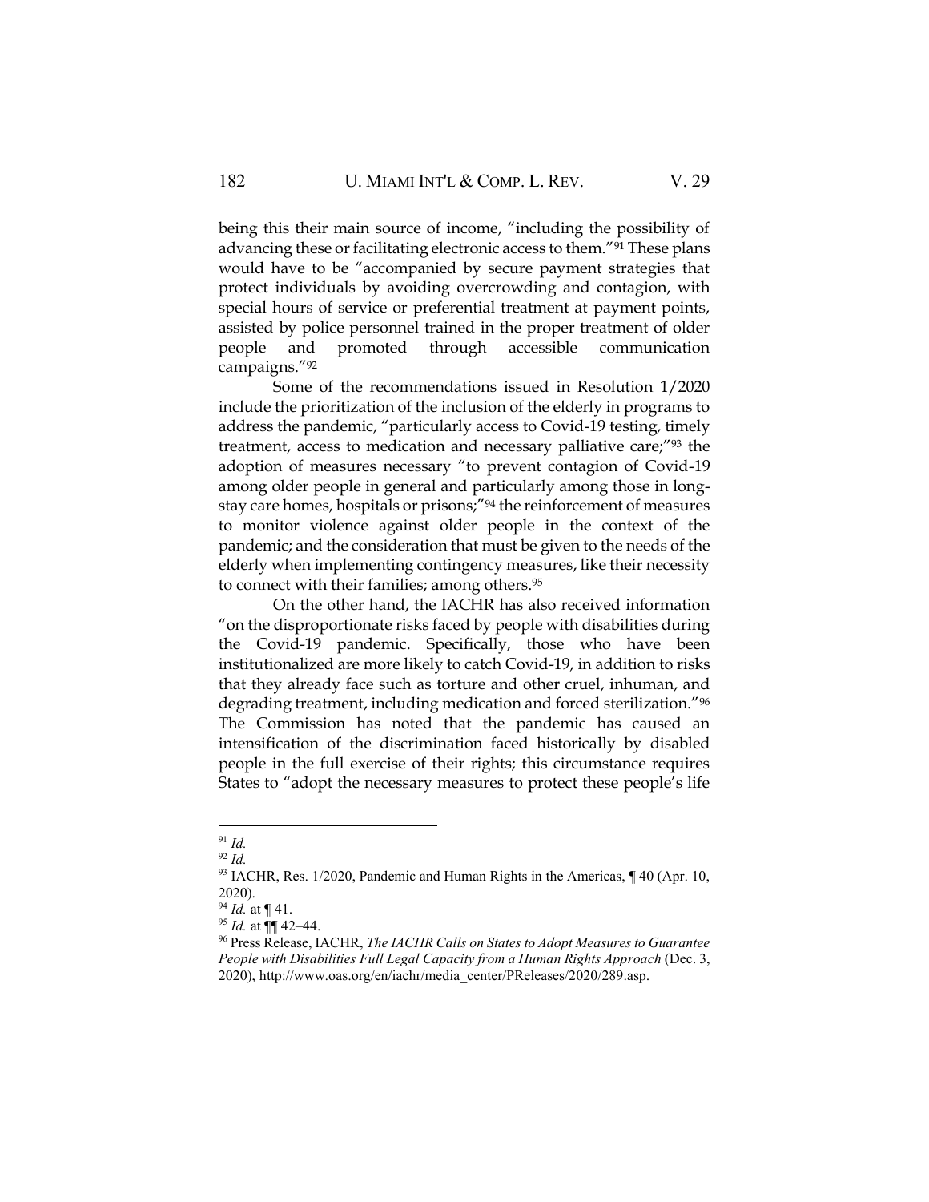being this their main source of income, "including the possibility of advancing these or facilitating electronic access to them."[91] These plans would have to be "accompanied by secure payment strategies that protect individuals by avoiding overcrowding and contagion, with special hours of service or preferential treatment at payment points, assisted by police personnel trained in the proper treatment of older people and promoted through accessible communication campaigns."[92]

Some of the recommendations issued in Resolution 1/2020 include the prioritization of the inclusion of the elderly in programs to address the pandemic, "particularly access to Covid-19 testing, timely treatment, access to medication and necessary palliative care;"[93] the adoption of measures necessary "to prevent contagion of Covid-19 among older people in general and particularly among those in long-stay care homes, hospitals or prisons;"[94] the reinforcement of measures to monitor violence against older people in the context of the pandemic; and the consideration that must be given to the needs of the elderly when implementing contingency measures, like their necessity to connect with their families; among others.[95]

On the other hand, the IACHR has also received information "on the disproportionate risks faced by people with disabilities during the Covid-19 pandemic. Specifically, those who have been institutionalized are more likely to catch Covid-19, in addition to risks that they already face such as torture and other cruel, inhuman, and degrading treatment, including medication and forced sterilization."[96] The Commission has noted that the pandemic has caused an intensification of the discrimination faced historically by disabled people in the full exercise of their rights; this circumstance requires States to "adopt the necessary measures to protect these people's life

---

[91] *Id.*

[92] *Id.*

[93] IACHR, Res. 1/2020, Pandemic and Human Rights in the Americas, ¶ 40 (Apr. 10, 2020).

[94] *Id.* at ¶ 41.

[95] *Id.* at ¶¶ 42–44.

[96] Press Release, IACHR, *The IACHR Calls on States to Adopt Measures to Guarantee People with Disabilities Full Legal Capacity from a Human Rights Approach* (Dec. 3, 2020), http://www.oas.org/en/iachr/media_center/PReleases/2020/289.asp.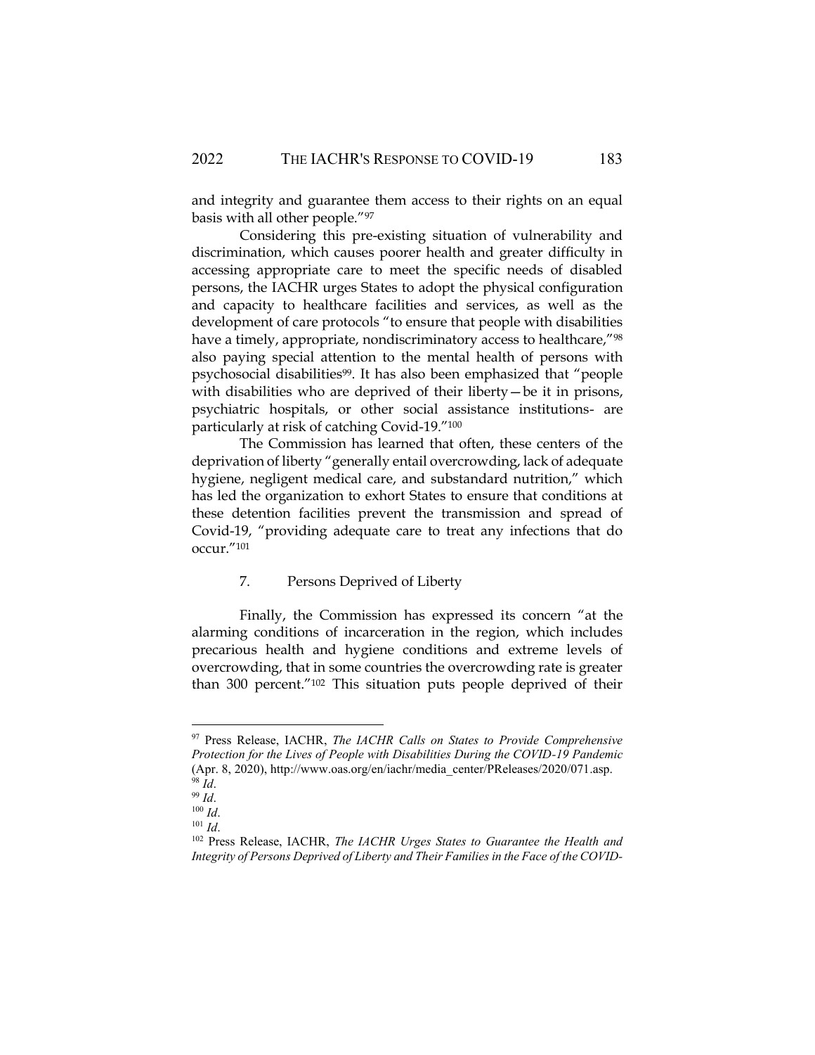and integrity and guarantee them access to their rights on an equal basis with all other people."[97]

Considering this pre-existing situation of vulnerability and discrimination, which causes poorer health and greater difficulty in accessing appropriate care to meet the specific needs of disabled persons, the IACHR urges States to adopt the physical configuration and capacity to healthcare facilities and services, as well as the development of care protocols "to ensure that people with disabilities have a timely, appropriate, nondiscriminatory access to healthcare,"[98] also paying special attention to the mental health of persons with psychosocial disabilities[99]. It has also been emphasized that "people with disabilities who are deprived of their liberty—be it in prisons, psychiatric hospitals, or other social assistance institutions- are particularly at risk of catching Covid-19."[100]

The Commission has learned that often, these centers of the deprivation of liberty "generally entail overcrowding, lack of adequate hygiene, negligent medical care, and substandard nutrition," which has led the organization to exhort States to ensure that conditions at these detention facilities prevent the transmission and spread of Covid-19, "providing adequate care to treat any infections that do occur."[101]

### 7. Persons Deprived of Liberty

Finally, the Commission has expressed its concern "at the alarming conditions of incarceration in the region, which includes precarious health and hygiene conditions and extreme levels of overcrowding, that in some countries the overcrowding rate is greater than 300 percent."[102] This situation puts people deprived of their

---

[97] Press Release, IACHR, *The IACHR Calls on States to Provide Comprehensive Protection for the Lives of People with Disabilities During the COVID-19 Pandemic* (Apr. 8, 2020), http://www.oas.org/en/iachr/media_center/PReleases/2020/071.asp.

[98] *Id*.

[99] *Id*.

[100] *Id*.

[101] *Id*.

[102] Press Release, IACHR, *The IACHR Urges States to Guarantee the Health and Integrity of Persons Deprived of Liberty and Their Families in the Face of the COVID-*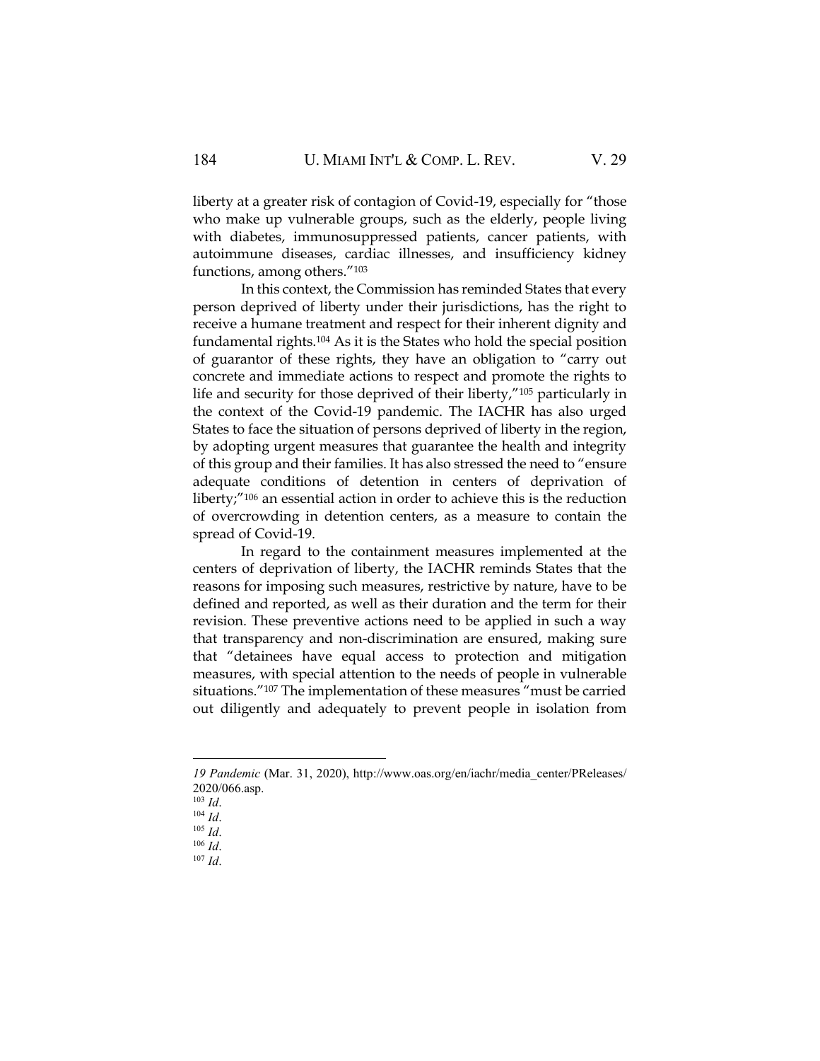liberty at a greater risk of contagion of Covid-19, especially for "those who make up vulnerable groups, such as the elderly, people living with diabetes, immunosuppressed patients, cancer patients, with autoimmune diseases, cardiac illnesses, and insufficiency kidney functions, among others."[103]

In this context, the Commission has reminded States that every person deprived of liberty under their jurisdictions, has the right to receive a humane treatment and respect for their inherent dignity and fundamental rights.[104] As it is the States who hold the special position of guarantor of these rights, they have an obligation to "carry out concrete and immediate actions to respect and promote the rights to life and security for those deprived of their liberty,"[105] particularly in the context of the Covid-19 pandemic. The IACHR has also urged States to face the situation of persons deprived of liberty in the region, by adopting urgent measures that guarantee the health and integrity of this group and their families. It has also stressed the need to "ensure adequate conditions of detention in centers of deprivation of liberty;"[106] an essential action in order to achieve this is the reduction of overcrowding in detention centers, as a measure to contain the spread of Covid-19.

In regard to the containment measures implemented at the centers of deprivation of liberty, the IACHR reminds States that the reasons for imposing such measures, restrictive by nature, have to be defined and reported, as well as their duration and the term for their revision. These preventive actions need to be applied in such a way that transparency and non-discrimination are ensured, making sure that "detainees have equal access to protection and mitigation measures, with special attention to the needs of people in vulnerable situations."[107] The implementation of these measures "must be carried out diligently and adequately to prevent people in isolation from

---

*19 Pandemic* (Mar. 31, 2020), http://www.oas.org/en/iachr/media_center/PReleases/2020/066.asp.

[103] *Id*.

[104] *Id*.

[105] *Id*.

[106] *Id*.

[107] *Id*.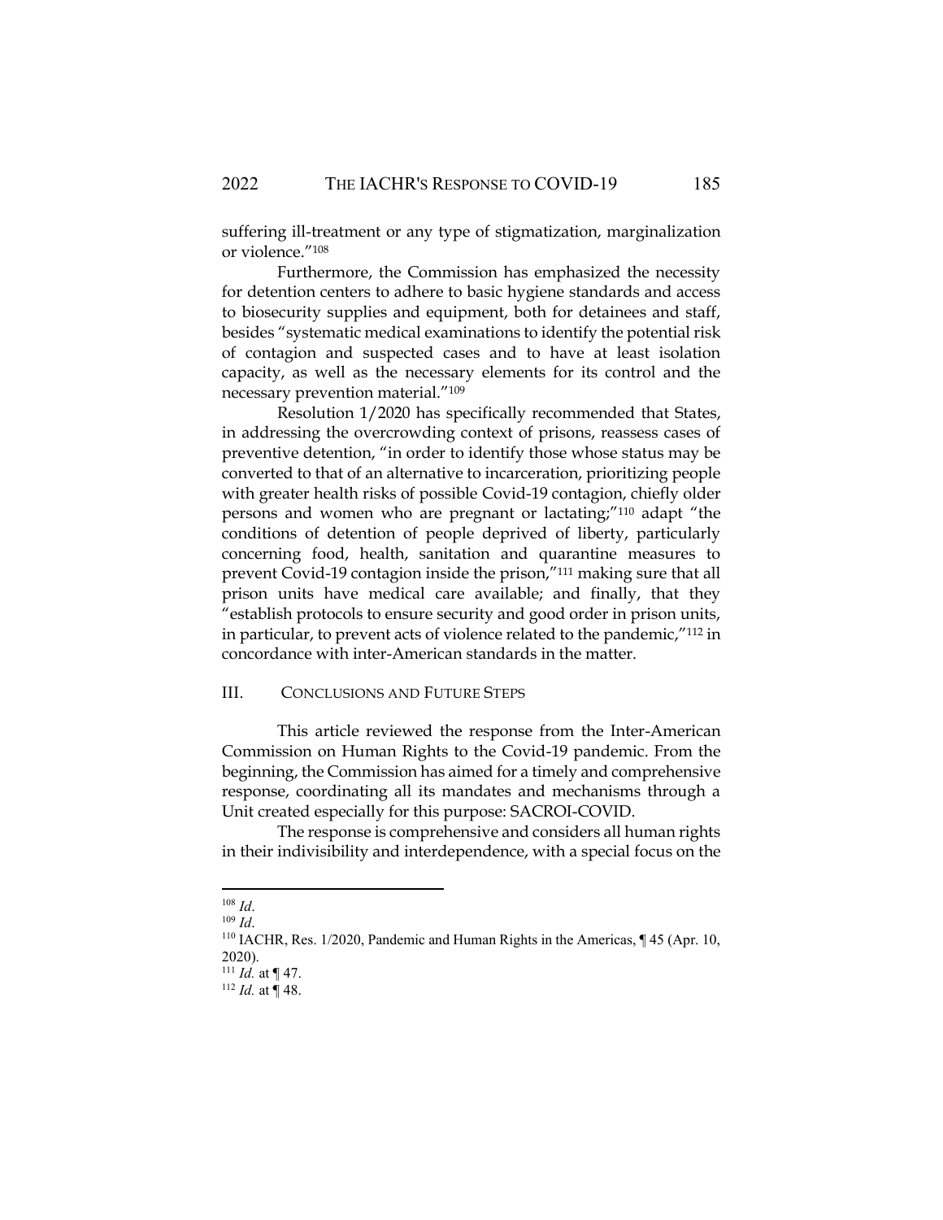suffering ill-treatment or any type of stigmatization, marginalization or violence."[108]

Furthermore, the Commission has emphasized the necessity for detention centers to adhere to basic hygiene standards and access to biosecurity supplies and equipment, both for detainees and staff, besides "systematic medical examinations to identify the potential risk of contagion and suspected cases and to have at least isolation capacity, as well as the necessary elements for its control and the necessary prevention material."[109]

Resolution 1/2020 has specifically recommended that States, in addressing the overcrowding context of prisons, reassess cases of preventive detention, "in order to identify those whose status may be converted to that of an alternative to incarceration, prioritizing people with greater health risks of possible Covid-19 contagion, chiefly older persons and women who are pregnant or lactating;"[110] adapt "the conditions of detention of people deprived of liberty, particularly concerning food, health, sanitation and quarantine measures to prevent Covid-19 contagion inside the prison,"[111] making sure that all prison units have medical care available; and finally, that they "establish protocols to ensure security and good order in prison units, in particular, to prevent acts of violence related to the pandemic,"[112] in concordance with inter-American standards in the matter.

## III. CONCLUSIONS AND FUTURE STEPS

This article reviewed the response from the Inter-American Commission on Human Rights to the Covid-19 pandemic. From the beginning, the Commission has aimed for a timely and comprehensive response, coordinating all its mandates and mechanisms through a Unit created especially for this purpose: SACROI-COVID.

The response is comprehensive and considers all human rights in their indivisibility and interdependence, with a special focus on the

---

[108] *Id*.

[109] *Id*.

[110] IACHR, Res. 1/2020, Pandemic and Human Rights in the Americas, ¶ 45 (Apr. 10, 2020).

[111] *Id.* at ¶ 47.

[112] *Id.* at ¶ 48.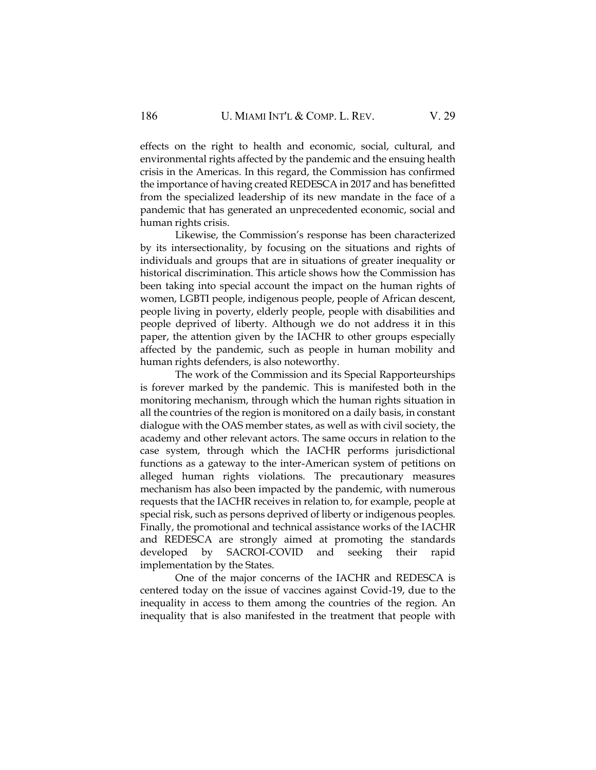effects on the right to health and economic, social, cultural, and environmental rights affected by the pandemic and the ensuing health crisis in the Americas. In this regard, the Commission has confirmed the importance of having created REDESCA in 2017 and has benefitted from the specialized leadership of its new mandate in the face of a pandemic that has generated an unprecedented economic, social and human rights crisis.

Likewise, the Commission's response has been characterized by its intersectionality, by focusing on the situations and rights of individuals and groups that are in situations of greater inequality or historical discrimination. This article shows how the Commission has been taking into special account the impact on the human rights of women, LGBTI people, indigenous people, people of African descent, people living in poverty, elderly people, people with disabilities and people deprived of liberty. Although we do not address it in this paper, the attention given by the IACHR to other groups especially affected by the pandemic, such as people in human mobility and human rights defenders, is also noteworthy.

The work of the Commission and its Special Rapporteurships is forever marked by the pandemic. This is manifested both in the monitoring mechanism, through which the human rights situation in all the countries of the region is monitored on a daily basis, in constant dialogue with the OAS member states, as well as with civil society, the academy and other relevant actors. The same occurs in relation to the case system, through which the IACHR performs jurisdictional functions as a gateway to the inter-American system of petitions on alleged human rights violations. The precautionary measures mechanism has also been impacted by the pandemic, with numerous requests that the IACHR receives in relation to, for example, people at special risk, such as persons deprived of liberty or indigenous peoples. Finally, the promotional and technical assistance works of the IACHR and REDESCA are strongly aimed at promoting the standards developed by SACROI-COVID and seeking their rapid implementation by the States.

One of the major concerns of the IACHR and REDESCA is centered today on the issue of vaccines against Covid-19, due to the inequality in access to them among the countries of the region. An inequality that is also manifested in the treatment that people with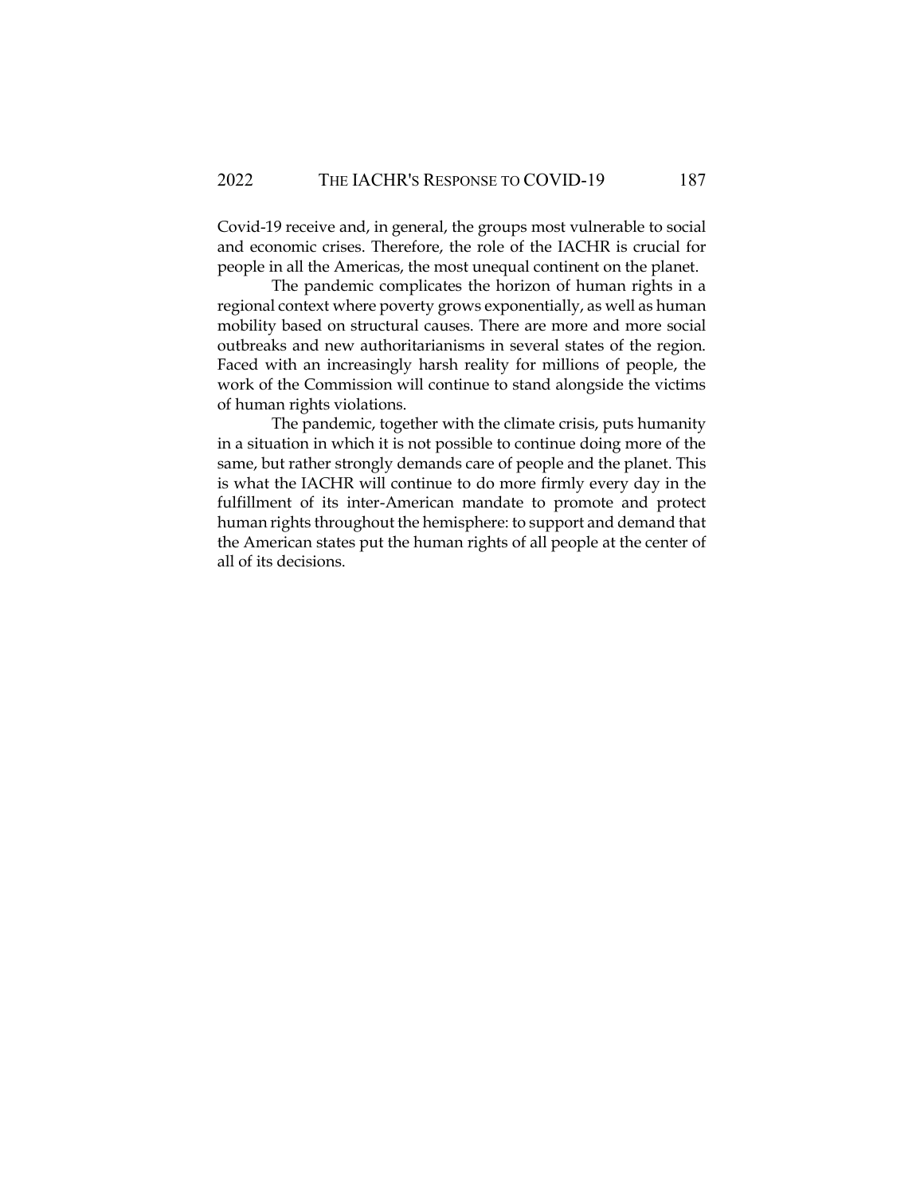Covid-19 receive and, in general, the groups most vulnerable to social and economic crises. Therefore, the role of the IACHR is crucial for people in all the Americas, the most unequal continent on the planet.

The pandemic complicates the horizon of human rights in a regional context where poverty grows exponentially, as well as human mobility based on structural causes. There are more and more social outbreaks and new authoritarianisms in several states of the region. Faced with an increasingly harsh reality for millions of people, the work of the Commission will continue to stand alongside the victims of human rights violations.

The pandemic, together with the climate crisis, puts humanity in a situation in which it is not possible to continue doing more of the same, but rather strongly demands care of people and the planet. This is what the IACHR will continue to do more firmly every day in the fulfillment of its inter-American mandate to promote and protect human rights throughout the hemisphere: to support and demand that the American states put the human rights of all people at the center of all of its decisions.